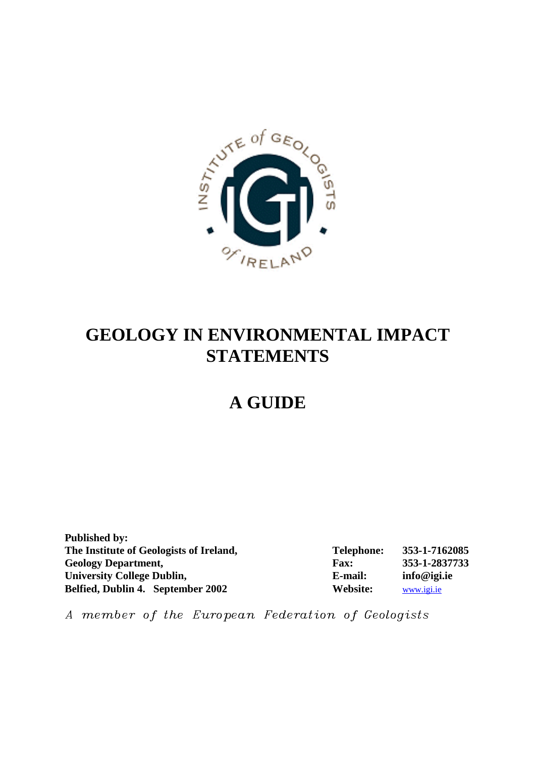# GEOLOGY IN ENVIRONMENTAL IMPACT STATEMENTS

# A GUIDE

**Published by:**
**The Institute of Geologists of Ireland,**
**Geology Department,**
**University College Dublin,**
**Belfied, Dublin 4. September 2002**

| | |
|---|---|
| **Telephone:** | **353-1-7162085** |
| **Fax:** | **353-1-2837733** |
| **E-mail:** | **info@igi.ie** |
| **Website:** | www.igi.ie |

*A member of the European Federation of Geologists*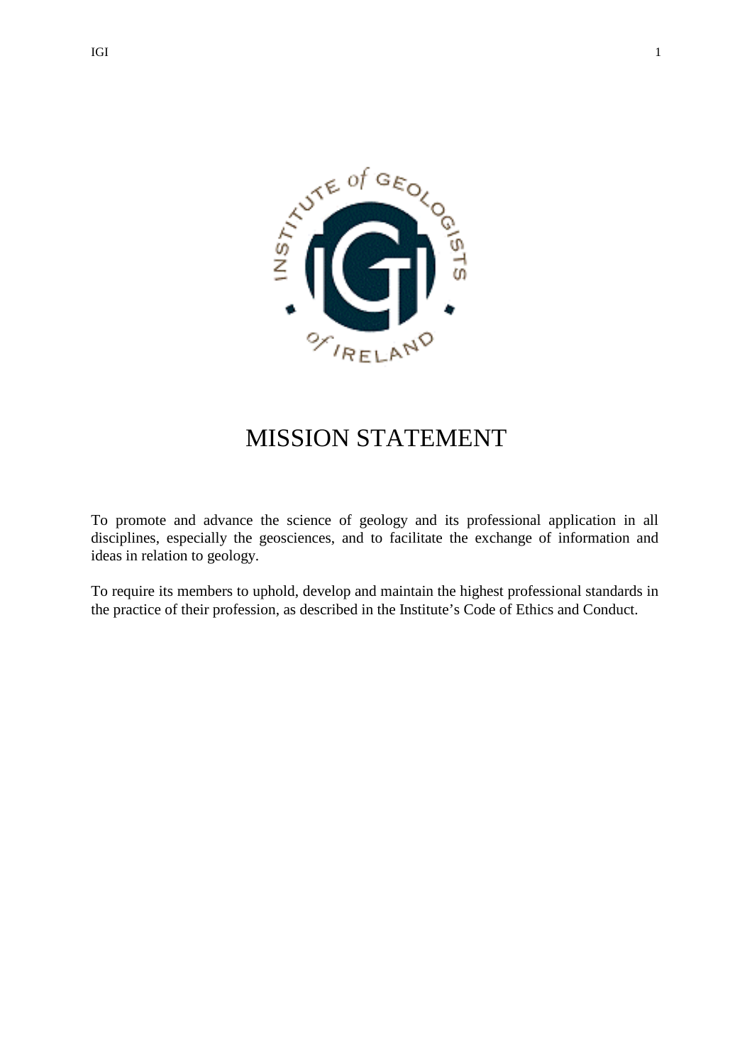# MISSION STATEMENT

To promote and advance the science of geology and its professional application in all disciplines, especially the geosciences, and to facilitate the exchange of information and ideas in relation to geology.

To require its members to uphold, develop and maintain the highest professional standards in the practice of their profession, as described in the Institute's Code of Ethics and Conduct.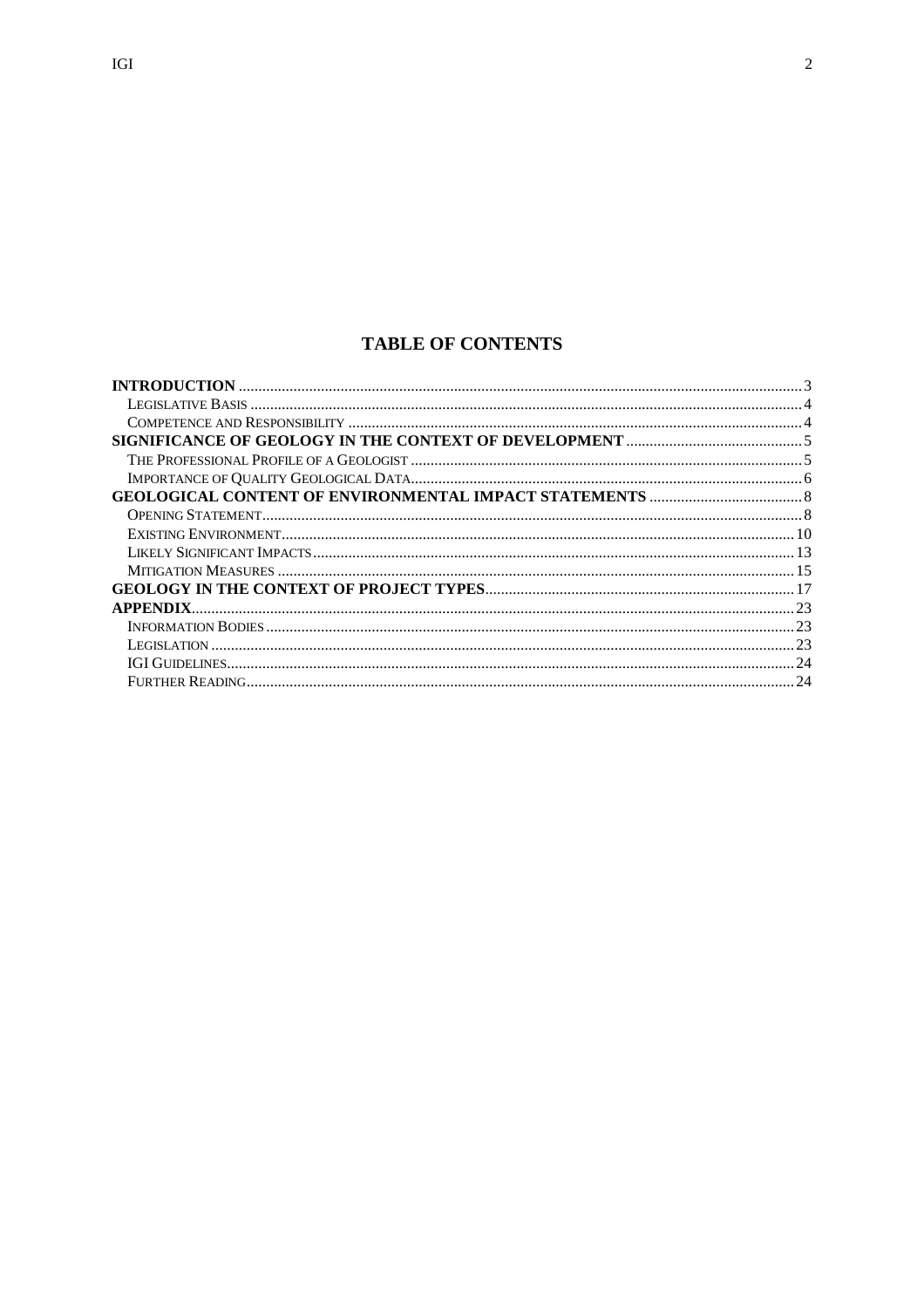# TABLE OF CONTENTS

**INTRODUCTION** ... 3
- Legislative Basis ... 4
- Competence and Responsibility ... 4

**SIGNIFICANCE OF GEOLOGY IN THE CONTEXT OF DEVELOPMENT** ... 5
- The Professional Profile of a Geologist ... 5
- Importance of Quality Geological Data ... 6

**GEOLOGICAL CONTENT OF ENVIRONMENTAL IMPACT STATEMENTS** ... 8
- Opening Statement ... 8
- Existing Environment ... 10
- Likely Significant Impacts ... 13
- Mitigation Measures ... 15

**GEOLOGY IN THE CONTEXT OF PROJECT TYPES** ... 17

**APPENDIX** ... 23
- Information Bodies ... 23
- Legislation ... 23
- IGI Guidelines ... 24
- Further Reading ... 24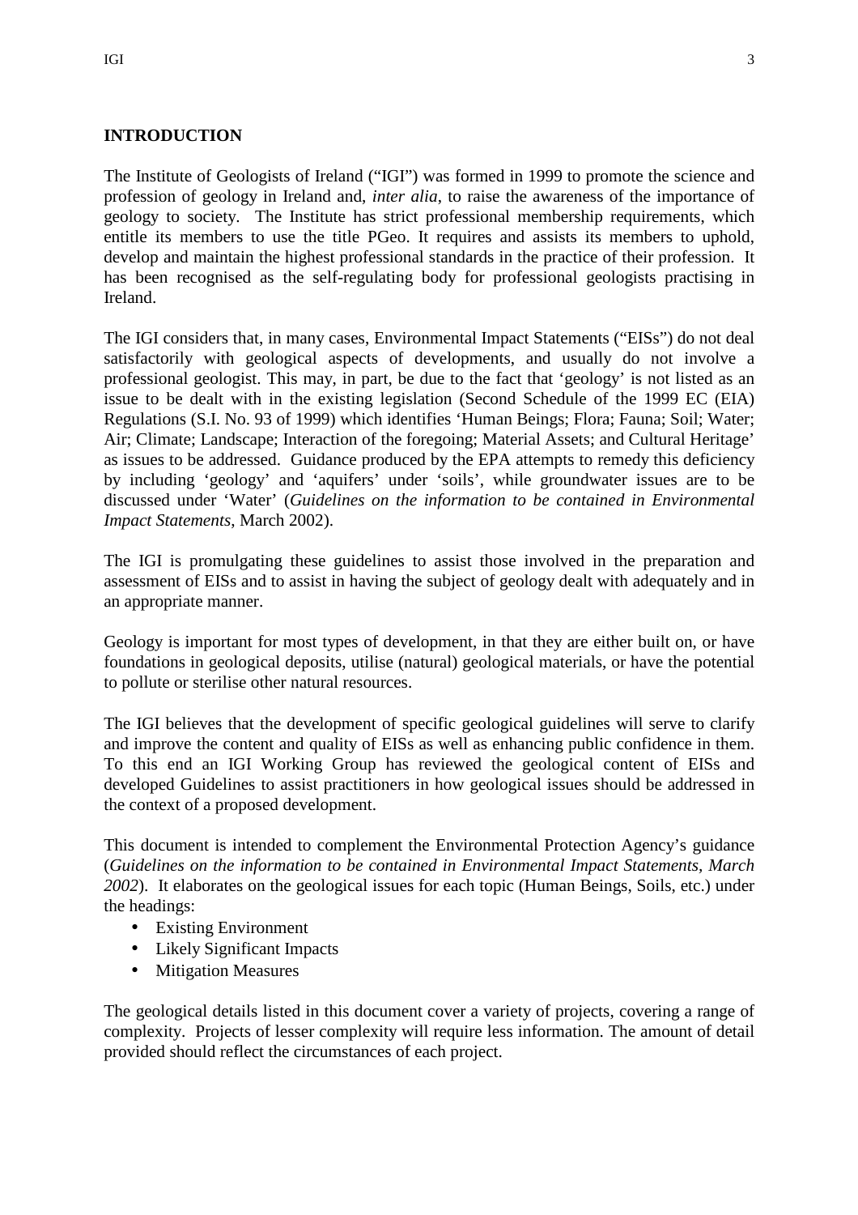## INTRODUCTION

The Institute of Geologists of Ireland ("IGI") was formed in 1999 to promote the science and profession of geology in Ireland and, *inter alia*, to raise the awareness of the importance of geology to society. The Institute has strict professional membership requirements, which entitle its members to use the title PGeo. It requires and assists its members to uphold, develop and maintain the highest professional standards in the practice of their profession. It has been recognised as the self-regulating body for professional geologists practising in Ireland.

The IGI considers that, in many cases, Environmental Impact Statements ("EISs") do not deal satisfactorily with geological aspects of developments, and usually do not involve a professional geologist. This may, in part, be due to the fact that 'geology' is not listed as an issue to be dealt with in the existing legislation (Second Schedule of the 1999 EC (EIA) Regulations (S.I. No. 93 of 1999) which identifies 'Human Beings; Flora; Fauna; Soil; Water; Air; Climate; Landscape; Interaction of the foregoing; Material Assets; and Cultural Heritage' as issues to be addressed. Guidance produced by the EPA attempts to remedy this deficiency by including 'geology' and 'aquifers' under 'soils', while groundwater issues are to be discussed under 'Water' (*Guidelines on the information to be contained in Environmental Impact Statements*, March 2002).

The IGI is promulgating these guidelines to assist those involved in the preparation and assessment of EISs and to assist in having the subject of geology dealt with adequately and in an appropriate manner.

Geology is important for most types of development, in that they are either built on, or have foundations in geological deposits, utilise (natural) geological materials, or have the potential to pollute or sterilise other natural resources.

The IGI believes that the development of specific geological guidelines will serve to clarify and improve the content and quality of EISs as well as enhancing public confidence in them. To this end an IGI Working Group has reviewed the geological content of EISs and developed Guidelines to assist practitioners in how geological issues should be addressed in the context of a proposed development.

This document is intended to complement the Environmental Protection Agency's guidance (*Guidelines on the information to be contained in Environmental Impact Statements, March 2002*). It elaborates on the geological issues for each topic (Human Beings, Soils, etc.) under the headings:

- Existing Environment
- Likely Significant Impacts
- Mitigation Measures

The geological details listed in this document cover a variety of projects, covering a range of complexity. Projects of lesser complexity will require less information. The amount of detail provided should reflect the circumstances of each project.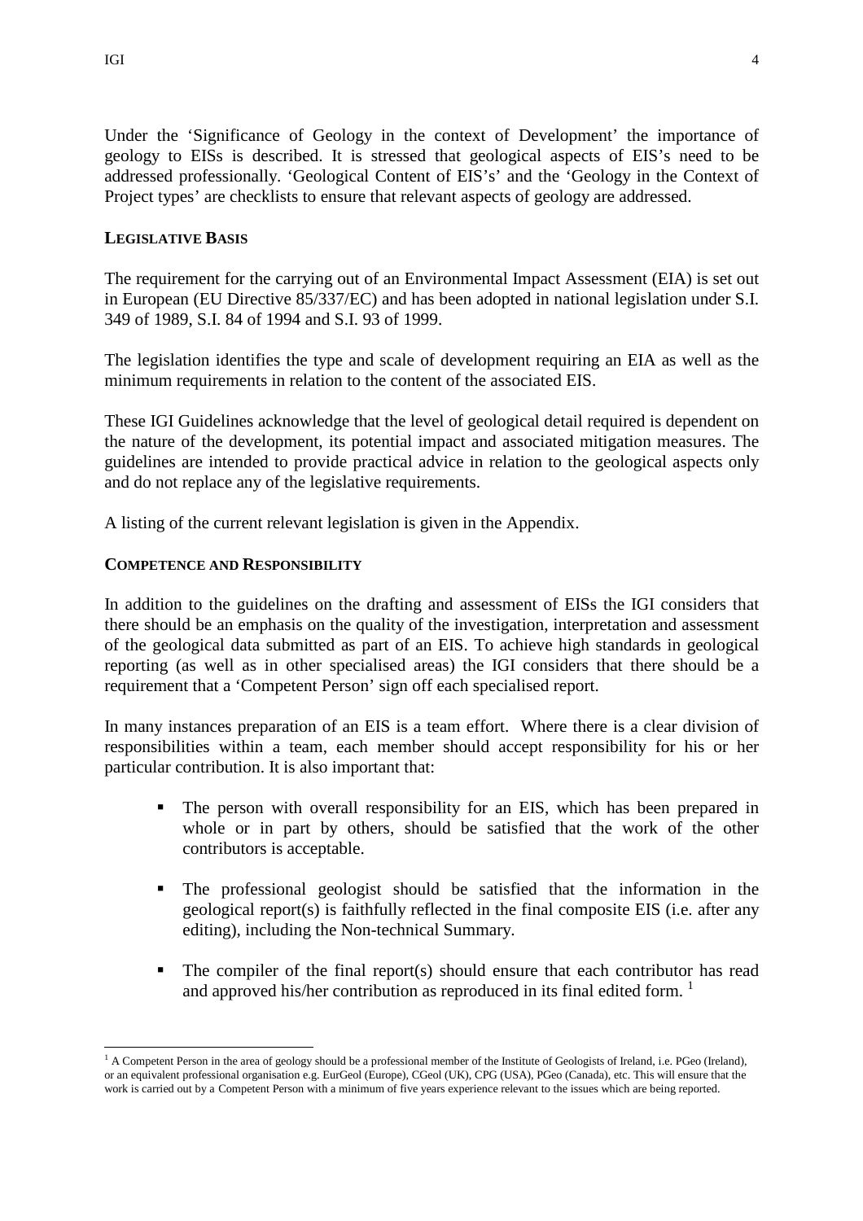Under the 'Significance of Geology in the context of Development' the importance of geology to EISs is described. It is stressed that geological aspects of EIS's need to be addressed professionally. 'Geological Content of EIS's' and the 'Geology in the Context of Project types' are checklists to ensure that relevant aspects of geology are addressed.

## LEGISLATIVE BASIS

The requirement for the carrying out of an Environmental Impact Assessment (EIA) is set out in European (EU Directive 85/337/EC) and has been adopted in national legislation under S.I. 349 of 1989, S.I. 84 of 1994 and S.I. 93 of 1999.

The legislation identifies the type and scale of development requiring an EIA as well as the minimum requirements in relation to the content of the associated EIS.

These IGI Guidelines acknowledge that the level of geological detail required is dependent on the nature of the development, its potential impact and associated mitigation measures. The guidelines are intended to provide practical advice in relation to the geological aspects only and do not replace any of the legislative requirements.

A listing of the current relevant legislation is given in the Appendix.

## COMPETENCE AND RESPONSIBILITY

In addition to the guidelines on the drafting and assessment of EISs the IGI considers that there should be an emphasis on the quality of the investigation, interpretation and assessment of the geological data submitted as part of an EIS. To achieve high standards in geological reporting (as well as in other specialised areas) the IGI considers that there should be a requirement that a 'Competent Person' sign off each specialised report.

In many instances preparation of an EIS is a team effort. Where there is a clear division of responsibilities within a team, each member should accept responsibility for his or her particular contribution. It is also important that:

- The person with overall responsibility for an EIS, which has been prepared in whole or in part by others, should be satisfied that the work of the other contributors is acceptable.
- The professional geologist should be satisfied that the information in the geological report(s) is faithfully reflected in the final composite EIS (i.e. after any editing), including the Non-technical Summary.
- The compiler of the final report(s) should ensure that each contributor has read and approved his/her contribution as reproduced in its final edited form. [1]

---

[1] A Competent Person in the area of geology should be a professional member of the Institute of Geologists of Ireland, i.e. PGeo (Ireland), or an equivalent professional organisation e.g. EurGeol (Europe), CGeol (UK), CPG (USA), PGeo (Canada), etc. This will ensure that the work is carried out by a Competent Person with a minimum of five years experience relevant to the issues which are being reported.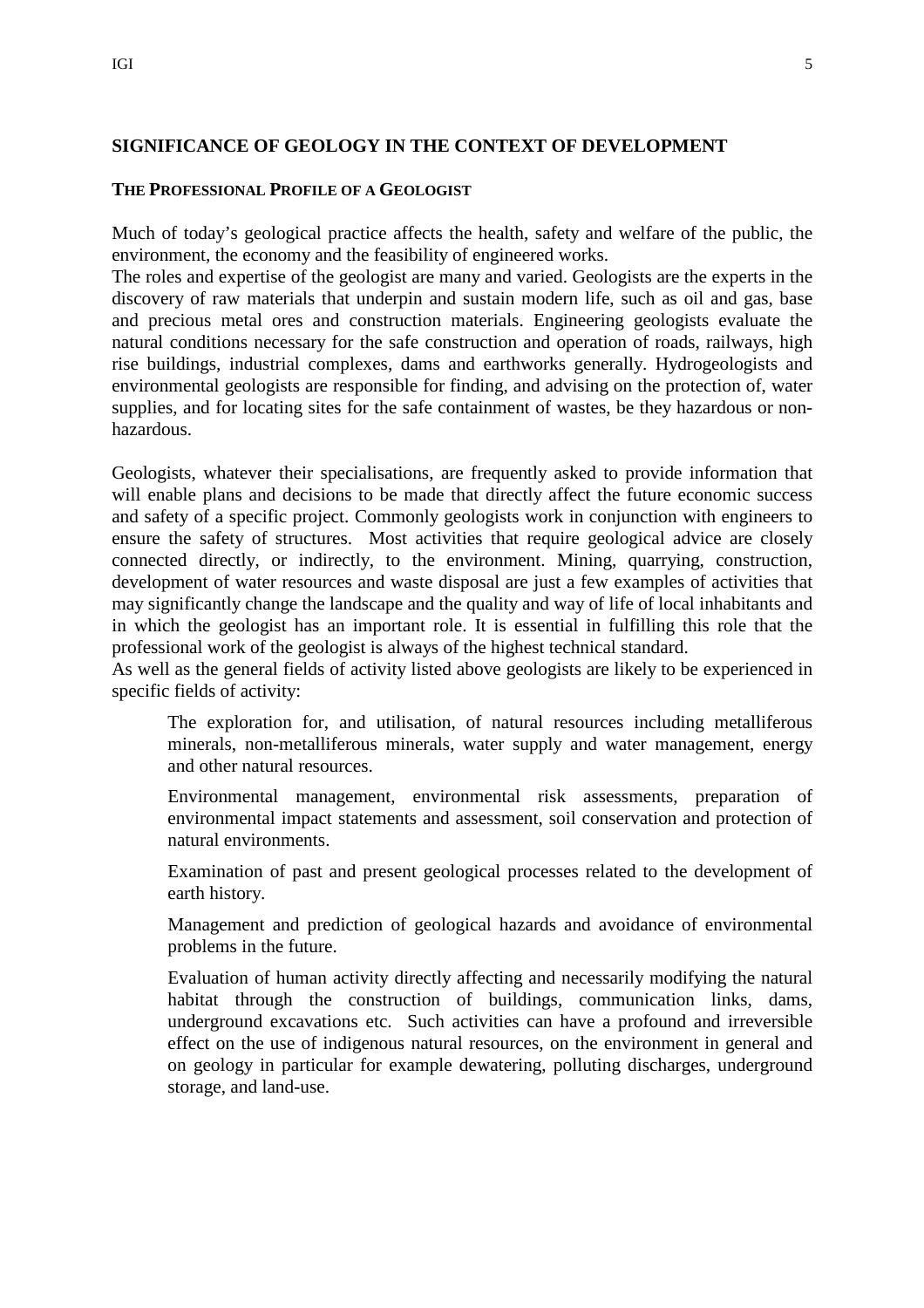## SIGNIFICANCE OF GEOLOGY IN THE CONTEXT OF DEVELOPMENT

### THE PROFESSIONAL PROFILE OF A GEOLOGIST

Much of today's geological practice affects the health, safety and welfare of the public, the environment, the economy and the feasibility of engineered works.
The roles and expertise of the geologist are many and varied. Geologists are the experts in the discovery of raw materials that underpin and sustain modern life, such as oil and gas, base and precious metal ores and construction materials. Engineering geologists evaluate the natural conditions necessary for the safe construction and operation of roads, railways, high rise buildings, industrial complexes, dams and earthworks generally. Hydrogeologists and environmental geologists are responsible for finding, and advising on the protection of, water supplies, and for locating sites for the safe containment of wastes, be they hazardous or non-hazardous.

Geologists, whatever their specialisations, are frequently asked to provide information that will enable plans and decisions to be made that directly affect the future economic success and safety of a specific project. Commonly geologists work in conjunction with engineers to ensure the safety of structures. Most activities that require geological advice are closely connected directly, or indirectly, to the environment. Mining, quarrying, construction, development of water resources and waste disposal are just a few examples of activities that may significantly change the landscape and the quality and way of life of local inhabitants and in which the geologist has an important role. It is essential in fulfilling this role that the professional work of the geologist is always of the highest technical standard.
As well as the general fields of activity listed above geologists are likely to be experienced in specific fields of activity:

> The exploration for, and utilisation, of natural resources including metalliferous minerals, non-metalliferous minerals, water supply and water management, energy and other natural resources.
>
> Environmental management, environmental risk assessments, preparation of environmental impact statements and assessment, soil conservation and protection of natural environments.
>
> Examination of past and present geological processes related to the development of earth history.
>
> Management and prediction of geological hazards and avoidance of environmental problems in the future.
>
> Evaluation of human activity directly affecting and necessarily modifying the natural habitat through the construction of buildings, communication links, dams, underground excavations etc. Such activities can have a profound and irreversible effect on the use of indigenous natural resources, on the environment in general and on geology in particular for example dewatering, polluting discharges, underground storage, and land-use.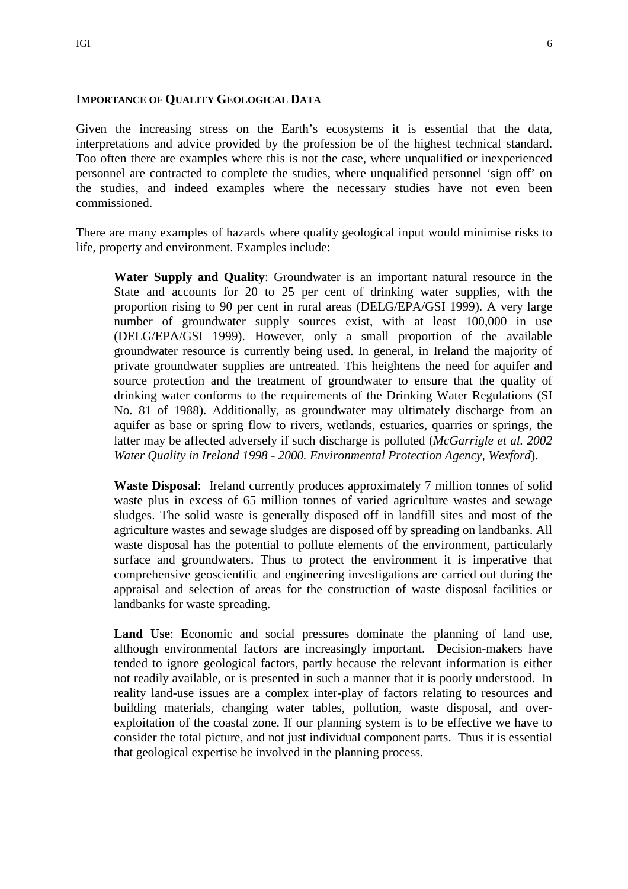## Importance of Quality Geological Data

Given the increasing stress on the Earth's ecosystems it is essential that the data, interpretations and advice provided by the profession be of the highest technical standard. Too often there are examples where this is not the case, where unqualified or inexperienced personnel are contracted to complete the studies, where unqualified personnel 'sign off' on the studies, and indeed examples where the necessary studies have not even been commissioned.

There are many examples of hazards where quality geological input would minimise risks to life, property and environment. Examples include:

**Water Supply and Quality**: Groundwater is an important natural resource in the State and accounts for 20 to 25 per cent of drinking water supplies, with the proportion rising to 90 per cent in rural areas (DELG/EPA/GSI 1999). A very large number of groundwater supply sources exist, with at least 100,000 in use (DELG/EPA/GSI 1999). However, only a small proportion of the available groundwater resource is currently being used. In general, in Ireland the majority of private groundwater supplies are untreated. This heightens the need for aquifer and source protection and the treatment of groundwater to ensure that the quality of drinking water conforms to the requirements of the Drinking Water Regulations (SI No. 81 of 1988). Additionally, as groundwater may ultimately discharge from an aquifer as base or spring flow to rivers, wetlands, estuaries, quarries or springs, the latter may be affected adversely if such discharge is polluted (*McGarrigle et al. 2002 Water Quality in Ireland 1998 - 2000. Environmental Protection Agency, Wexford*).

**Waste Disposal**: Ireland currently produces approximately 7 million tonnes of solid waste plus in excess of 65 million tonnes of varied agriculture wastes and sewage sludges. The solid waste is generally disposed off in landfill sites and most of the agriculture wastes and sewage sludges are disposed off by spreading on landbanks. All waste disposal has the potential to pollute elements of the environment, particularly surface and groundwaters. Thus to protect the environment it is imperative that comprehensive geoscientific and engineering investigations are carried out during the appraisal and selection of areas for the construction of waste disposal facilities or landbanks for waste spreading.

**Land Use**: Economic and social pressures dominate the planning of land use, although environmental factors are increasingly important. Decision-makers have tended to ignore geological factors, partly because the relevant information is either not readily available, or is presented in such a manner that it is poorly understood. In reality land-use issues are a complex inter-play of factors relating to resources and building materials, changing water tables, pollution, waste disposal, and over-exploitation of the coastal zone. If our planning system is to be effective we have to consider the total picture, and not just individual component parts. Thus it is essential that geological expertise be involved in the planning process.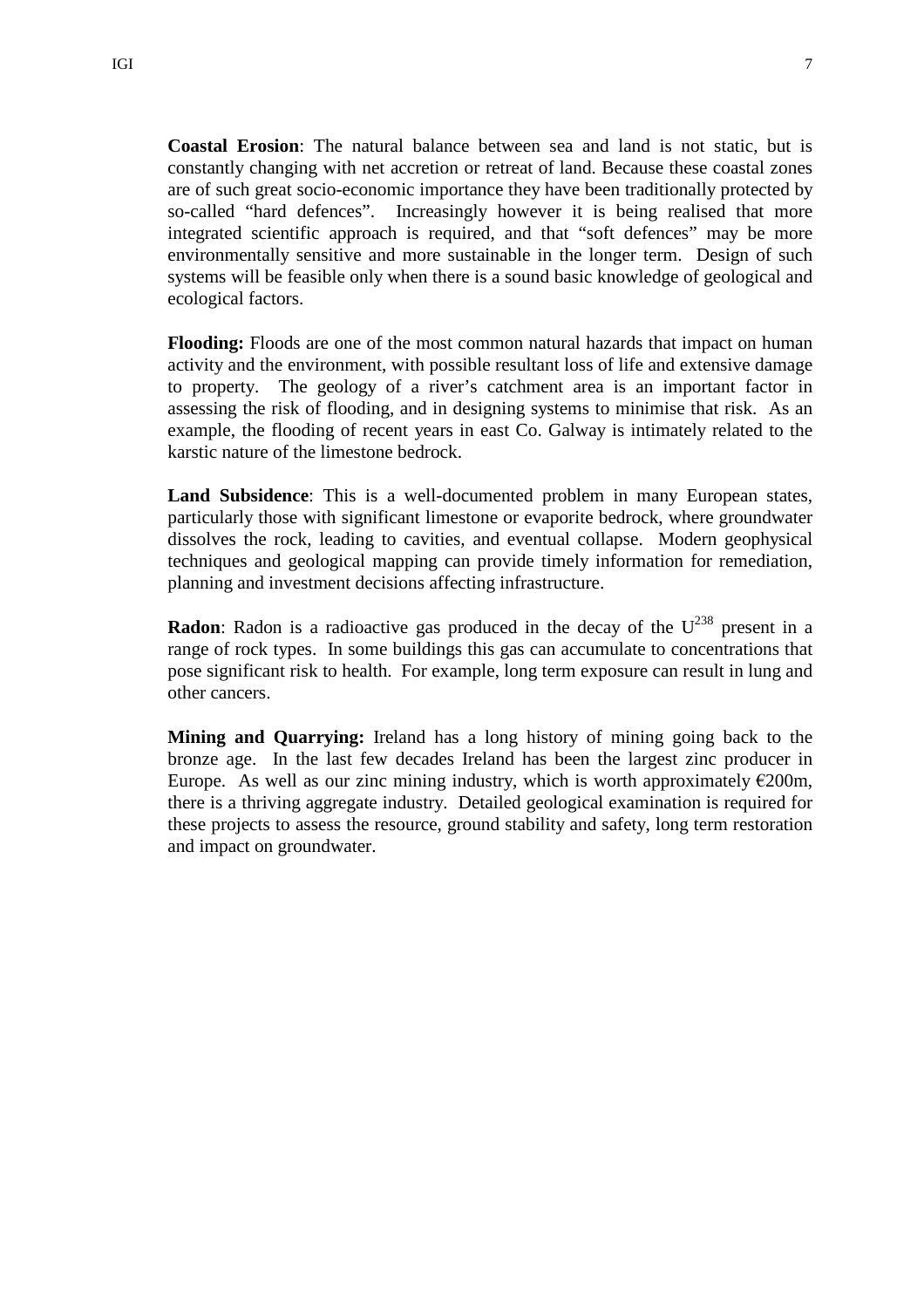**Coastal Erosion**: The natural balance between sea and land is not static, but is constantly changing with net accretion or retreat of land. Because these coastal zones are of such great socio-economic importance they have been traditionally protected by so-called "hard defences". Increasingly however it is being realised that more integrated scientific approach is required, and that "soft defences" may be more environmentally sensitive and more sustainable in the longer term. Design of such systems will be feasible only when there is a sound basic knowledge of geological and ecological factors.

**Flooding:** Floods are one of the most common natural hazards that impact on human activity and the environment, with possible resultant loss of life and extensive damage to property. The geology of a river's catchment area is an important factor in assessing the risk of flooding, and in designing systems to minimise that risk. As an example, the flooding of recent years in east Co. Galway is intimately related to the karstic nature of the limestone bedrock.

**Land Subsidence**: This is a well-documented problem in many European states, particularly those with significant limestone or evaporite bedrock, where groundwater dissolves the rock, leading to cavities, and eventual collapse. Modern geophysical techniques and geological mapping can provide timely information for remediation, planning and investment decisions affecting infrastructure.

**Radon**: Radon is a radioactive gas produced in the decay of the $U^{238}$ present in a range of rock types. In some buildings this gas can accumulate to concentrations that pose significant risk to health. For example, long term exposure can result in lung and other cancers.

**Mining and Quarrying:** Ireland has a long history of mining going back to the bronze age. In the last few decades Ireland has been the largest zinc producer in Europe. As well as our zinc mining industry, which is worth approximately €200m, there is a thriving aggregate industry. Detailed geological examination is required for these projects to assess the resource, ground stability and safety, long term restoration and impact on groundwater.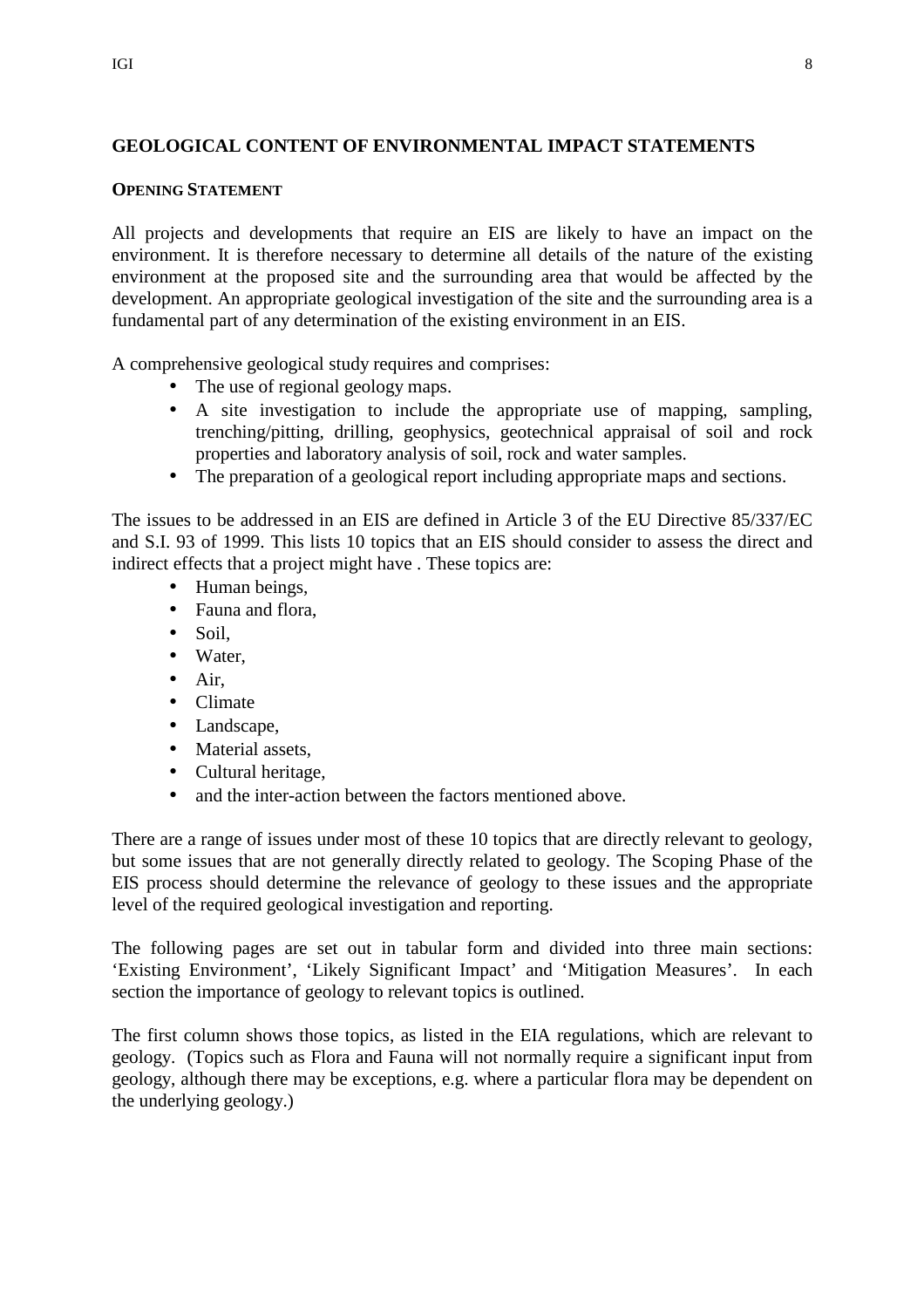## GEOLOGICAL CONTENT OF ENVIRONMENTAL IMPACT STATEMENTS

### OPENING STATEMENT

All projects and developments that require an EIS are likely to have an impact on the environment. It is therefore necessary to determine all details of the nature of the existing environment at the proposed site and the surrounding area that would be affected by the development. An appropriate geological investigation of the site and the surrounding area is a fundamental part of any determination of the existing environment in an EIS.

A comprehensive geological study requires and comprises:

- The use of regional geology maps.
- A site investigation to include the appropriate use of mapping, sampling, trenching/pitting, drilling, geophysics, geotechnical appraisal of soil and rock properties and laboratory analysis of soil, rock and water samples.
- The preparation of a geological report including appropriate maps and sections.

The issues to be addressed in an EIS are defined in Article 3 of the EU Directive 85/337/EC and S.I. 93 of 1999. This lists 10 topics that an EIS should consider to assess the direct and indirect effects that a project might have . These topics are:

- Human beings,
- Fauna and flora,
- Soil,
- Water,
- Air,
- Climate
- Landscape,
- Material assets,
- Cultural heritage,
- and the inter-action between the factors mentioned above.

There are a range of issues under most of these 10 topics that are directly relevant to geology, but some issues that are not generally directly related to geology. The Scoping Phase of the EIS process should determine the relevance of geology to these issues and the appropriate level of the required geological investigation and reporting.

The following pages are set out in tabular form and divided into three main sections: 'Existing Environment', 'Likely Significant Impact' and 'Mitigation Measures'. In each section the importance of geology to relevant topics is outlined.

The first column shows those topics, as listed in the EIA regulations, which are relevant to geology. (Topics such as Flora and Fauna will not normally require a significant input from geology, although there may be exceptions, e.g. where a particular flora may be dependent on the underlying geology.)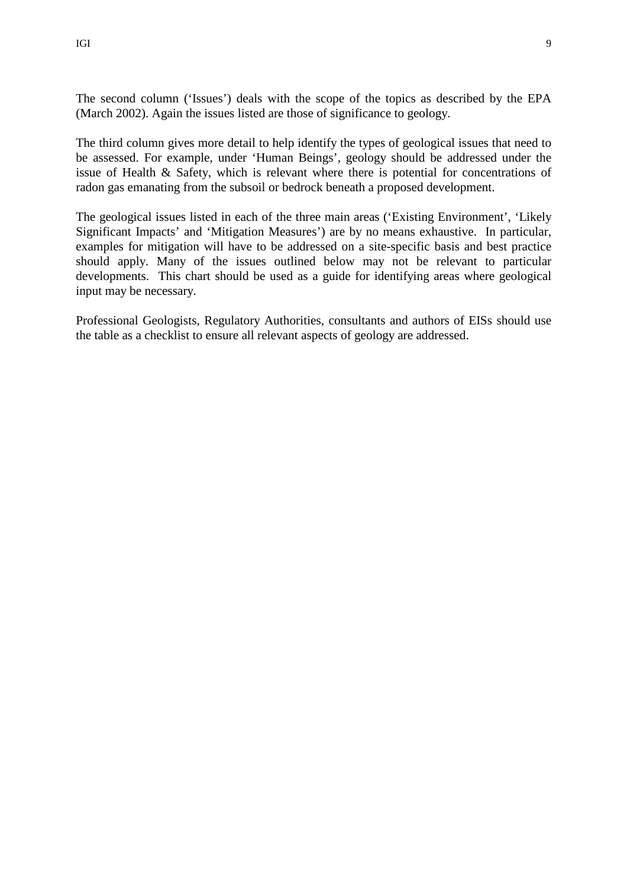The second column ('Issues') deals with the scope of the topics as described by the EPA (March 2002). Again the issues listed are those of significance to geology.

The third column gives more detail to help identify the types of geological issues that need to be assessed. For example, under 'Human Beings', geology should be addressed under the issue of Health & Safety, which is relevant where there is potential for concentrations of radon gas emanating from the subsoil or bedrock beneath a proposed development.

The geological issues listed in each of the three main areas ('Existing Environment', 'Likely Significant Impacts' and 'Mitigation Measures') are by no means exhaustive. In particular, examples for mitigation will have to be addressed on a site-specific basis and best practice should apply. Many of the issues outlined below may not be relevant to particular developments. This chart should be used as a guide for identifying areas where geological input may be necessary.

Professional Geologists, Regulatory Authorities, consultants and authors of EISs should use the table as a checklist to ensure all relevant aspects of geology are addressed.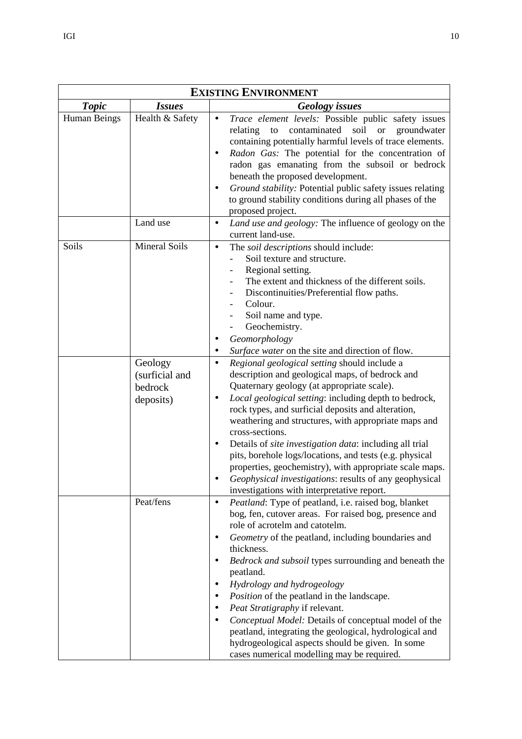| EXISTING ENVIRONMENT | | |
|---|---|---|
| ***Topic*** | ***Issues*** | ***Geology issues*** |
| Human Beings | Health & Safety | • *Trace element levels:* Possible public safety issues relating to contaminated soil or groundwater containing potentially harmful levels of trace elements.<br>• *Radon Gas:* The potential for the concentration of radon gas emanating from the subsoil or bedrock beneath the proposed development.<br>• *Ground stability:* Potential public safety issues relating to ground stability conditions during all phases of the proposed project. |
| | Land use | • *Land use and geology:* The influence of geology on the current land-use. |
| Soils | Mineral Soils | • The *soil descriptions* should include:<br>- Soil texture and structure.<br>- Regional setting.<br>- The extent and thickness of the different soils.<br>- Discontinuities/Preferential flow paths.<br>- Colour.<br>- Soil name and type.<br>- Geochemistry.<br>• *Geomorphology*<br>• *Surface water* on the site and direction of flow. |
| | Geology (surficial and bedrock deposits) | • *Regional geological setting* should include a description and geological maps, of bedrock and Quaternary geology (at appropriate scale).<br>• *Local geological setting*: including depth to bedrock, rock types, and surficial deposits and alteration, weathering and structures, with appropriate maps and cross-sections.<br>• Details of *site investigation data*: including all trial pits, borehole logs/locations, and tests (e.g. physical properties, geochemistry), with appropriate scale maps.<br>• *Geophysical investigations*: results of any geophysical investigations with interpretative report. |
| | Peat/fens | • *Peatland*: Type of peatland, i.e. raised bog, blanket bog, fen, cutover areas. For raised bog, presence and role of acrotelm and catotelm.<br>• *Geometry* of the peatland, including boundaries and thickness.<br>• *Bedrock and subsoil* types surrounding and beneath the peatland.<br>• *Hydrology and hydrogeology*<br>• *Position* of the peatland in the landscape.<br>• *Peat Stratigraphy* if relevant.<br>• *Conceptual Model:* Details of conceptual model of the peatland, integrating the geological, hydrological and hydrogeological aspects should be given. In some cases numerical modelling may be required. |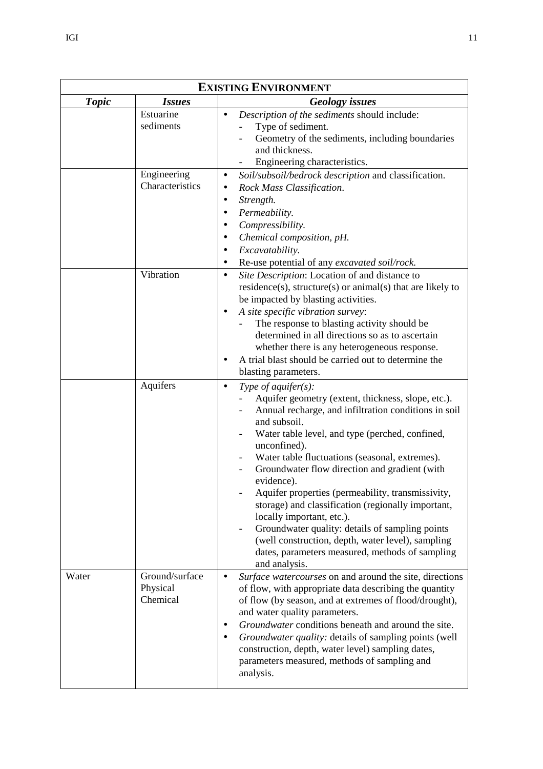| EXISTING ENVIRONMENT | | |
|---|---|---|
| ***Topic*** | ***Issues*** | ***Geology issues*** |
| | Estuarine sediments | • *Description of the sediments* should include:<br>- Type of sediment.<br>- Geometry of the sediments, including boundaries and thickness.<br>- Engineering characteristics. |
| | Engineering Characteristics | • *Soil/subsoil/bedrock description* and classification.<br>• *Rock Mass Classification*.<br>• *Strength.*<br>• *Permeability.*<br>• *Compressibility.*<br>• *Chemical composition, pH.*<br>• *Excavatability.*<br>• Re-use potential of any *excavated soil/rock.* |
| | Vibration | • *Site Description*: Location of and distance to residence(s), structure(s) or animal(s) that are likely to be impacted by blasting activities.<br>• *A site specific vibration survey*:<br>- The response to blasting activity should be determined in all directions so as to ascertain whether there is any heterogeneous response.<br>• A trial blast should be carried out to determine the blasting parameters. |
| | Aquifers | • *Type of aquifer(s):*<br>- Aquifer geometry (extent, thickness, slope, etc.).<br>- Annual recharge, and infiltration conditions in soil and subsoil.<br>- Water table level, and type (perched, confined, unconfined).<br>- Water table fluctuations (seasonal, extremes).<br>- Groundwater flow direction and gradient (with evidence).<br>- Aquifer properties (permeability, transmissivity, storage) and classification (regionally important, locally important, etc.).<br>- Groundwater quality: details of sampling points (well construction, depth, water level), sampling dates, parameters measured, methods of sampling and analysis. |
| Water | Ground/surface<br>Physical<br>Chemical | • *Surface watercourses* on and around the site, directions of flow, with appropriate data describing the quantity of flow (by season, and at extremes of flood/drought), and water quality parameters.<br>• *Groundwater* conditions beneath and around the site.<br>• *Groundwater quality:* details of sampling points (well construction, depth, water level) sampling dates, parameters measured, methods of sampling and analysis. |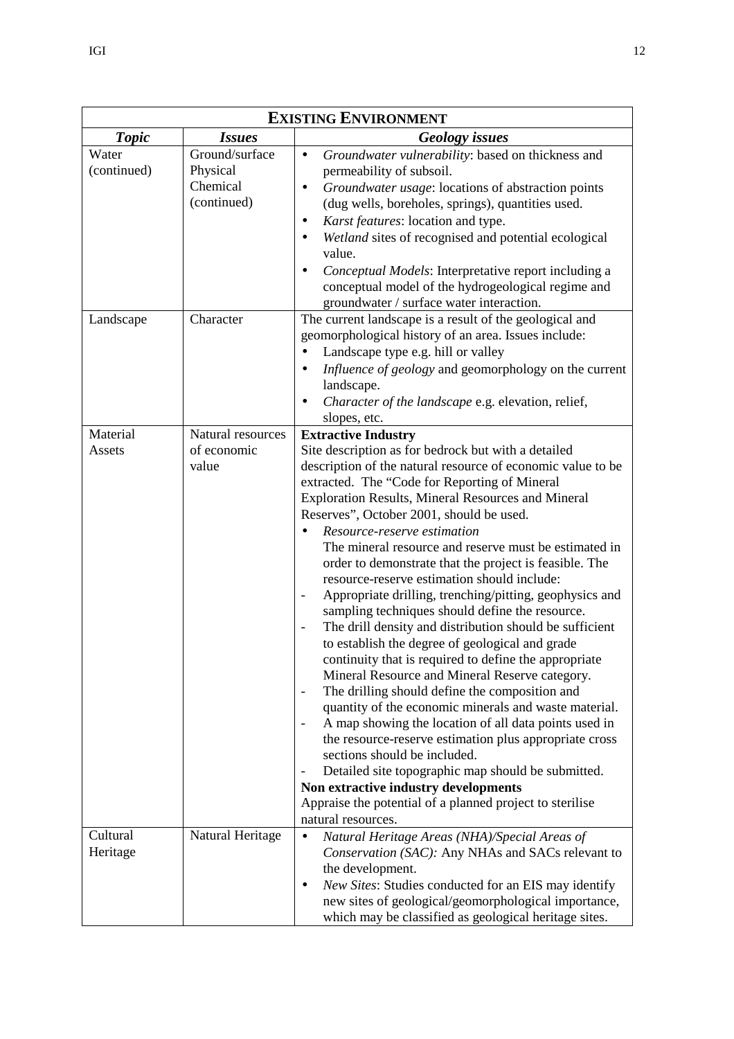| **EXISTING ENVIRONMENT** | | |
|---|---|---|
| ***Topic*** | ***Issues*** | ***Geology issues*** |
| Water (continued) | Ground/surface Physical Chemical (continued) | • *Groundwater vulnerability*: based on thickness and permeability of subsoil.<br>• *Groundwater usage*: locations of abstraction points (dug wells, boreholes, springs), quantities used.<br>• *Karst features*: location and type.<br>• *Wetland* sites of recognised and potential ecological value.<br>• *Conceptual Models*: Interpretative report including a conceptual model of the hydrogeological regime and groundwater / surface water interaction. |
| Landscape | Character | The current landscape is a result of the geological and geomorphological history of an area. Issues include:<br>• Landscape type e.g. hill or valley<br>• *Influence of geology* and geomorphology on the current landscape.<br>• *Character of the landscape* e.g. elevation, relief, slopes, etc. |
| Material Assets | Natural resources of economic value | **Extractive Industry**<br>Site description as for bedrock but with a detailed description of the natural resource of economic value to be extracted. The "Code for Reporting of Mineral Exploration Results, Mineral Resources and Mineral Reserves", October 2001, should be used.<br>• *Resource-reserve estimation*<br>The mineral resource and reserve must be estimated in order to demonstrate that the project is feasible. The resource-reserve estimation should include:<br>- Appropriate drilling, trenching/pitting, geophysics and sampling techniques should define the resource.<br>- The drill density and distribution should be sufficient to establish the degree of geological and grade continuity that is required to define the appropriate Mineral Resource and Mineral Reserve category.<br>- The drilling should define the composition and quantity of the economic minerals and waste material.<br>- A map showing the location of all data points used in the resource-reserve estimation plus appropriate cross sections should be included.<br>- Detailed site topographic map should be submitted.<br>**Non extractive industry developments**<br>Appraise the potential of a planned project to sterilise natural resources. |
| Cultural Heritage | Natural Heritage | • *Natural Heritage Areas (NHA)/Special Areas of Conservation (SAC):* Any NHAs and SACs relevant to the development.<br>• *New Sites*: Studies conducted for an EIS may identify new sites of geological/geomorphological importance, which may be classified as geological heritage sites. |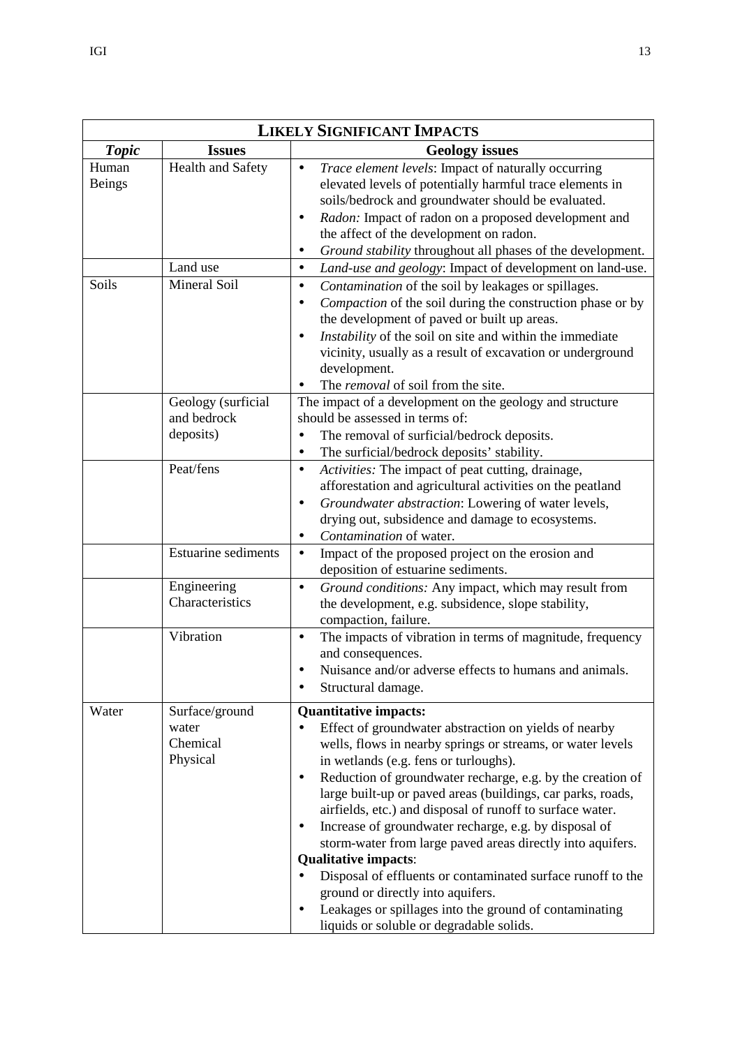| **LIKELY SIGNIFICANT IMPACTS** | | |
|---|---|---|
| ***Topic*** | **Issues** | **Geology issues** |
| Human Beings | Health and Safety | • *Trace element levels*: Impact of naturally occurring elevated levels of potentially harmful trace elements in soils/bedrock and groundwater should be evaluated.<br>• *Radon:* Impact of radon on a proposed development and the affect of the development on radon.<br>• *Ground stability* throughout all phases of the development. |
| | Land use | • *Land-use and geology*: Impact of development on land-use. |
| Soils | Mineral Soil | • *Contamination* of the soil by leakages or spillages.<br>• *Compaction* of the soil during the construction phase or by the development of paved or built up areas.<br>• *Instability* of the soil on site and within the immediate vicinity, usually as a result of excavation or underground development.<br>• The *removal* of soil from the site. |
| | Geology (surficial and bedrock deposits) | The impact of a development on the geology and structure should be assessed in terms of:<br>• The removal of surficial/bedrock deposits.<br>• The surficial/bedrock deposits' stability. |
| | Peat/fens | • *Activities:* The impact of peat cutting, drainage, afforestation and agricultural activities on the peatland<br>• *Groundwater abstraction*: Lowering of water levels, drying out, subsidence and damage to ecosystems.<br>• *Contamination* of water. |
| | Estuarine sediments | • Impact of the proposed project on the erosion and deposition of estuarine sediments. |
| | Engineering Characteristics | • *Ground conditions:* Any impact, which may result from the development, e.g. subsidence, slope stability, compaction, failure. |
| | Vibration | • The impacts of vibration in terms of magnitude, frequency and consequences.<br>• Nuisance and/or adverse effects to humans and animals.<br>• Structural damage. |
| Water | Surface/ground water<br>Chemical<br>Physical | **Quantitative impacts:**<br>• Effect of groundwater abstraction on yields of nearby wells, flows in nearby springs or streams, or water levels in wetlands (e.g. fens or turloughs).<br>• Reduction of groundwater recharge, e.g. by the creation of large built-up or paved areas (buildings, car parks, roads, airfields, etc.) and disposal of runoff to surface water.<br>• Increase of groundwater recharge, e.g. by disposal of storm-water from large paved areas directly into aquifers.<br>**Qualitative impacts**:<br>• Disposal of effluents or contaminated surface runoff to the ground or directly into aquifers.<br>• Leakages or spillages into the ground of contaminating liquids or soluble or degradable solids. |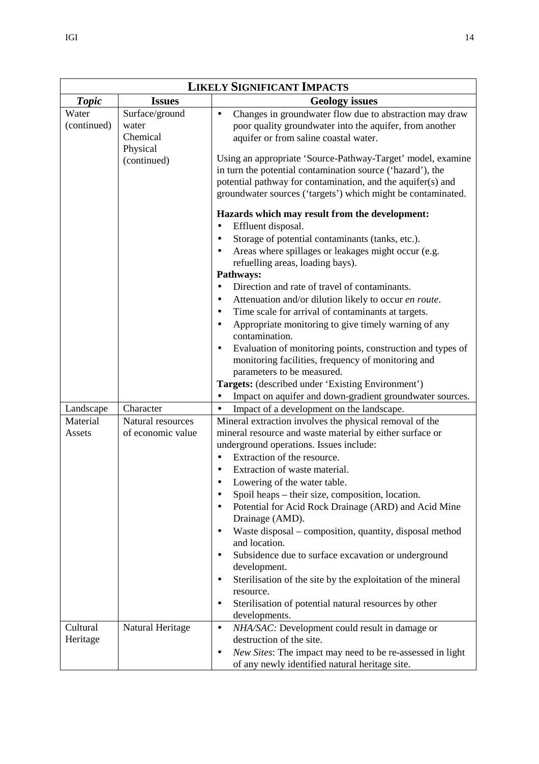| **LIKELY SIGNIFICANT IMPACTS** | | |
|---|---|---|
| ***Topic*** | **Issues** | **Geology issues** |
| Water (continued) | Surface/ground water Chemical Physical (continued) | • Changes in groundwater flow due to abstraction may draw poor quality groundwater into the aquifer, from another aquifer or from saline coastal water.<br><br>Using an appropriate 'Source-Pathway-Target' model, examine in turn the potential contamination source ('hazard'), the potential pathway for contamination, and the aquifer(s) and groundwater sources ('targets') which might be contaminated.<br><br>**Hazards which may result from the development:**<br>• Effluent disposal.<br>• Storage of potential contaminants (tanks, etc.).<br>• Areas where spillages or leakages might occur (e.g. refuelling areas, loading bays).<br>**Pathways:**<br>• Direction and rate of travel of contaminants.<br>• Attenuation and/or dilution likely to occur *en route*.<br>• Time scale for arrival of contaminants at targets.<br>• Appropriate monitoring to give timely warning of any contamination.<br>• Evaluation of monitoring points, construction and types of monitoring facilities, frequency of monitoring and parameters to be measured.<br>**Targets:** (described under 'Existing Environment')<br>• Impact on aquifer and down-gradient groundwater sources. |
| Landscape | Character | • Impact of a development on the landscape. |
| Material Assets | Natural resources of economic value | Mineral extraction involves the physical removal of the mineral resource and waste material by either surface or underground operations. Issues include:<br>• Extraction of the resource.<br>• Extraction of waste material.<br>• Lowering of the water table.<br>• Spoil heaps – their size, composition, location.<br>• Potential for Acid Rock Drainage (ARD) and Acid Mine Drainage (AMD).<br>• Waste disposal – composition, quantity, disposal method and location.<br>• Subsidence due to surface excavation or underground development.<br>• Sterilisation of the site by the exploitation of the mineral resource.<br>• Sterilisation of potential natural resources by other developments. |
| Cultural Heritage | Natural Heritage | • *NHA/SAC:* Development could result in damage or destruction of the site.<br>• *New Sites*: The impact may need to be re-assessed in light of any newly identified natural heritage site. |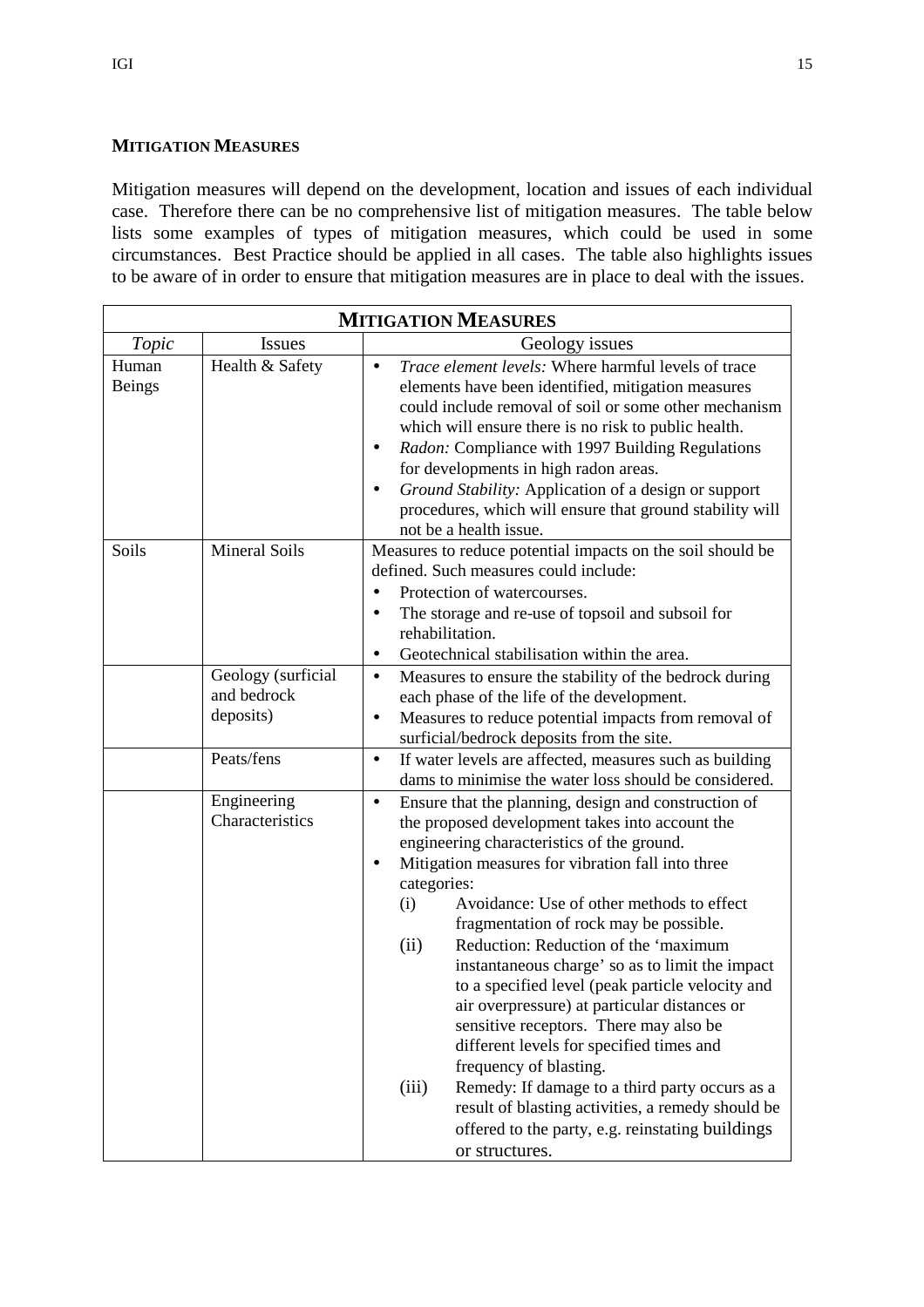## MITIGATION MEASURES

Mitigation measures will depend on the development, location and issues of each individual case. Therefore there can be no comprehensive list of mitigation measures. The table below lists some examples of types of mitigation measures, which could be used in some circumstances. Best Practice should be applied in all cases. The table also highlights issues to be aware of in order to ensure that mitigation measures are in place to deal with the issues.

| MITIGATION MEASURES | | |
|---|---|---|
| *Topic* | Issues | Geology issues |
| Human Beings | Health & Safety | • *Trace element levels:* Where harmful levels of trace elements have been identified, mitigation measures could include removal of soil or some other mechanism which will ensure there is no risk to public health.<br>• *Radon:* Compliance with 1997 Building Regulations for developments in high radon areas.<br>• *Ground Stability:* Application of a design or support procedures, which will ensure that ground stability will not be a health issue. |
| Soils | Mineral Soils | Measures to reduce potential impacts on the soil should be defined. Such measures could include:<br>• Protection of watercourses.<br>• The storage and re-use of topsoil and subsoil for rehabilitation.<br>• Geotechnical stabilisation within the area. |
| | Geology (surficial and bedrock deposits) | • Measures to ensure the stability of the bedrock during each phase of the life of the development.<br>• Measures to reduce potential impacts from removal of surficial/bedrock deposits from the site. |
| | Peats/fens | • If water levels are affected, measures such as building dams to minimise the water loss should be considered. |
| | Engineering Characteristics | • Ensure that the planning, design and construction of the proposed development takes into account the engineering characteristics of the ground.<br>• Mitigation measures for vibration fall into three categories:<br>(i) Avoidance: Use of other methods to effect fragmentation of rock may be possible.<br>(ii) Reduction: Reduction of the 'maximum instantaneous charge' so as to limit the impact to a specified level (peak particle velocity and air overpressure) at particular distances or sensitive receptors. There may also be different levels for specified times and frequency of blasting.<br>(iii) Remedy: If damage to a third party occurs as a result of blasting activities, a remedy should be offered to the party, e.g. reinstating buildings or structures. |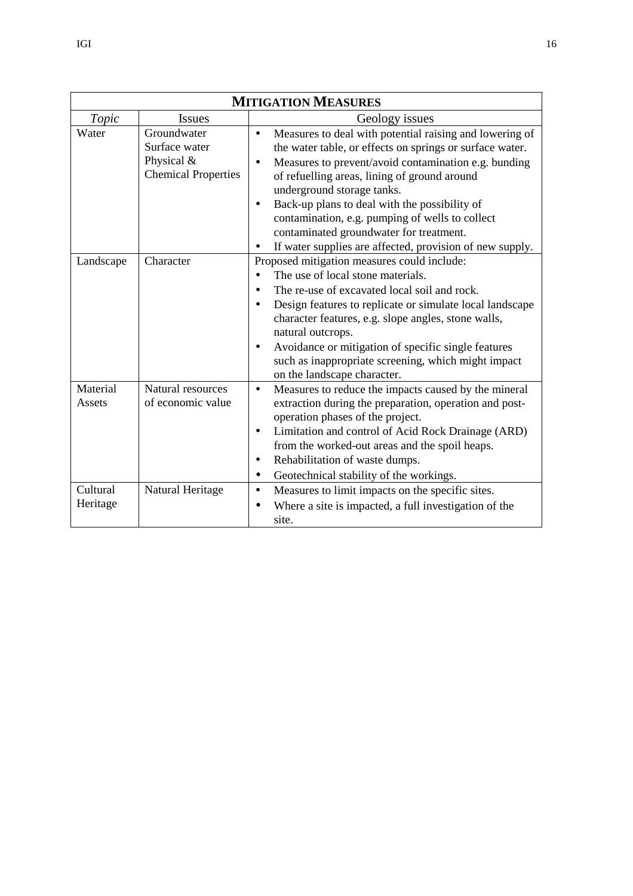| **MITIGATION MEASURES** | | |
|---|---|---|
| *Topic* | Issues | Geology issues |
| Water | Groundwater<br>Surface water<br>Physical & Chemical Properties | • Measures to deal with potential raising and lowering of the water table, or effects on springs or surface water.<br>• Measures to prevent/avoid contamination e.g. bunding of refuelling areas, lining of ground around underground storage tanks.<br>• Back-up plans to deal with the possibility of contamination, e.g. pumping of wells to collect contaminated groundwater for treatment.<br>• If water supplies are affected, provision of new supply. |
| Landscape | Character | Proposed mitigation measures could include:<br>• The use of local stone materials.<br>• The re-use of excavated local soil and rock.<br>• Design features to replicate or simulate local landscape character features, e.g. slope angles, stone walls, natural outcrops.<br>• Avoidance or mitigation of specific single features such as inappropriate screening, which might impact on the landscape character. |
| Material Assets | Natural resources of economic value | • Measures to reduce the impacts caused by the mineral extraction during the preparation, operation and post-operation phases of the project.<br>• Limitation and control of Acid Rock Drainage (ARD) from the worked-out areas and the spoil heaps.<br>• Rehabilitation of waste dumps.<br>• Geotechnical stability of the workings. |
| Cultural Heritage | Natural Heritage | • Measures to limit impacts on the specific sites.<br>• Where a site is impacted, a full investigation of the site. |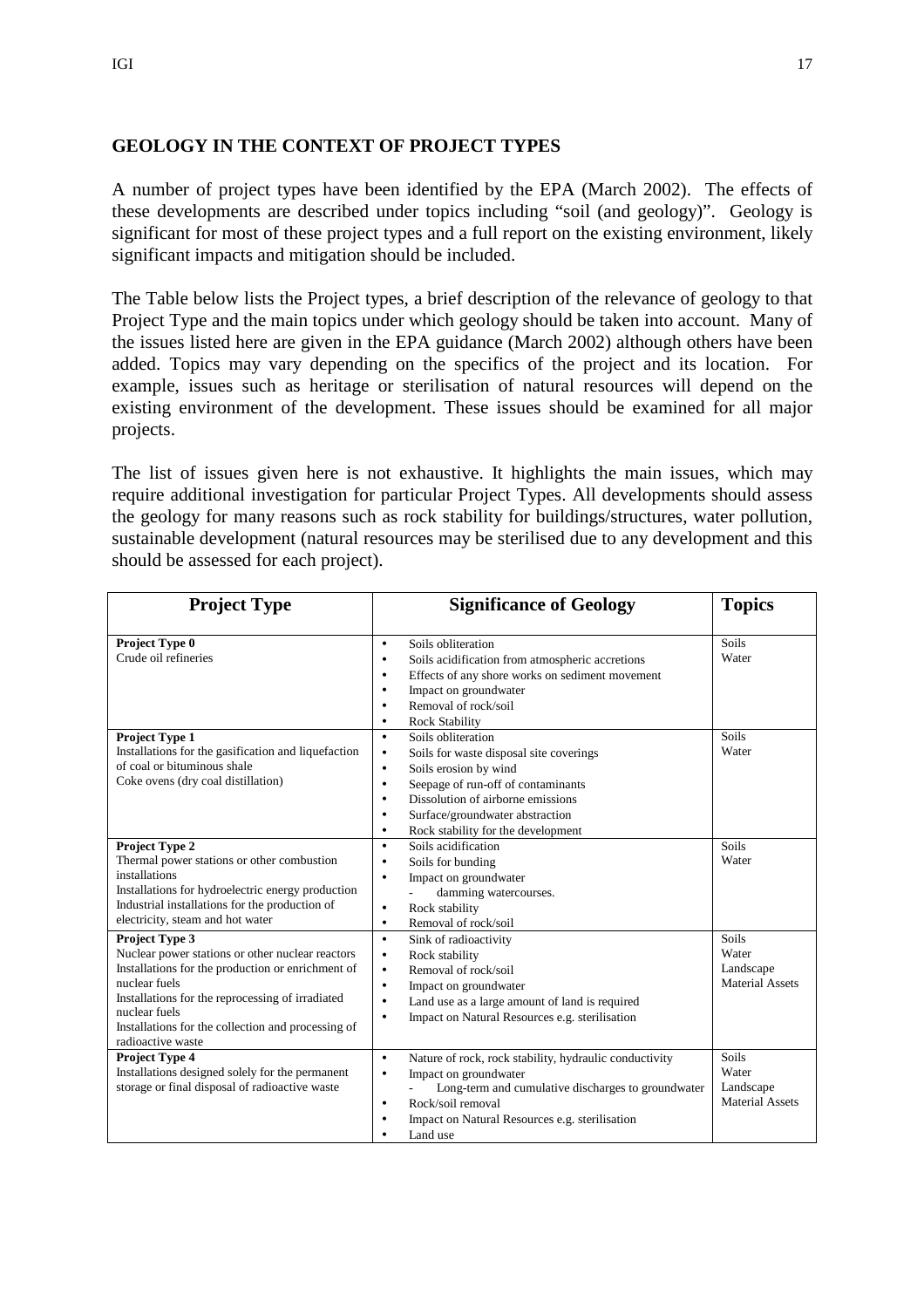## GEOLOGY IN THE CONTEXT OF PROJECT TYPES

A number of project types have been identified by the EPA (March 2002). The effects of these developments are described under topics including "soil (and geology)". Geology is significant for most of these project types and a full report on the existing environment, likely significant impacts and mitigation should be included.

The Table below lists the Project types, a brief description of the relevance of geology to that Project Type and the main topics under which geology should be taken into account. Many of the issues listed here are given in the EPA guidance (March 2002) although others have been added. Topics may vary depending on the specifics of the project and its location. For example, issues such as heritage or sterilisation of natural resources will depend on the existing environment of the development. These issues should be examined for all major projects.

The list of issues given here is not exhaustive. It highlights the main issues, which may require additional investigation for particular Project Types. All developments should assess the geology for many reasons such as rock stability for buildings/structures, water pollution, sustainable development (natural resources may be sterilised due to any development and this should be assessed for each project).

| Project Type | Significance of Geology | Topics |
|---|---|---|
| **Project Type 0**<br>Crude oil refineries | • Soils obliteration<br>• Soils acidification from atmospheric accretions<br>• Effects of any shore works on sediment movement<br>• Impact on groundwater<br>• Removal of rock/soil<br>• Rock Stability | Soils<br>Water |
| **Project Type 1**<br>Installations for the gasification and liquefaction of coal or bituminous shale<br>Coke ovens (dry coal distillation) | • Soils obliteration<br>• Soils for waste disposal site coverings<br>• Soils erosion by wind<br>• Seepage of run-off of contaminants<br>• Dissolution of airborne emissions<br>• Surface/groundwater abstraction<br>• Rock stability for the development | Soils<br>Water |
| **Project Type 2**<br>Thermal power stations or other combustion installations<br>Installations for hydroelectric energy production<br>Industrial installations for the production of electricity, steam and hot water | • Soils acidification<br>• Soils for bunding<br>• Impact on groundwater<br>  - damming watercourses.<br>• Rock stability<br>• Removal of rock/soil | Soils<br>Water |
| **Project Type 3**<br>Nuclear power stations or other nuclear reactors<br>Installations for the production or enrichment of nuclear fuels<br>Installations for the reprocessing of irradiated nuclear fuels<br>Installations for the collection and processing of radioactive waste | • Sink of radioactivity<br>• Rock stability<br>• Removal of rock/soil<br>• Impact on groundwater<br>• Land use as a large amount of land is required<br>• Impact on Natural Resources e.g. sterilisation | Soils<br>Water<br>Landscape<br>Material Assets |
| **Project Type 4**<br>Installations designed solely for the permanent storage or final disposal of radioactive waste | • Nature of rock, rock stability, hydraulic conductivity<br>• Impact on groundwater<br>  - Long-term and cumulative discharges to groundwater<br>• Rock/soil removal<br>• Impact on Natural Resources e.g. sterilisation<br>• Land use | Soils<br>Water<br>Landscape<br>Material Assets |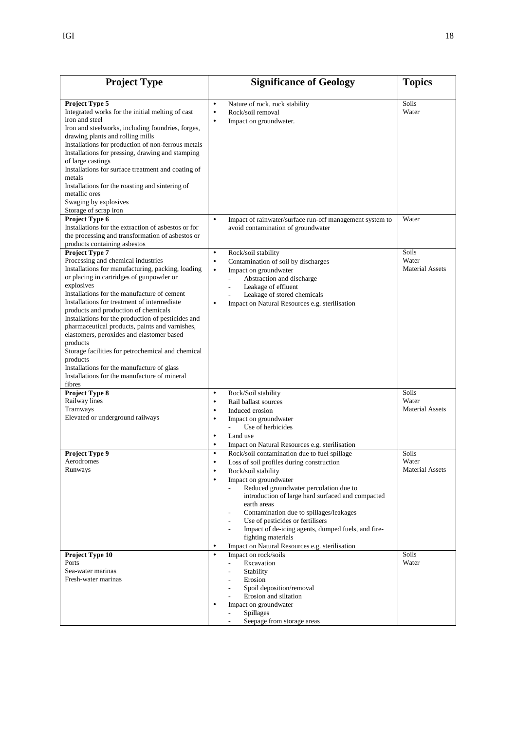| Project Type | Significance of Geology | Topics |
|---|---|---|
| **Project Type 5**<br>Integrated works for the initial melting of cast iron and steel<br>Iron and steelworks, including foundries, forges, drawing plants and rolling mills<br>Installations for production of non-ferrous metals<br>Installations for pressing, drawing and stamping of large castings<br>Installations for surface treatment and coating of metals<br>Installations for the roasting and sintering of metallic ores<br>Swaging by explosives<br>Storage of scrap iron | • Nature of rock, rock stability<br>• Rock/soil removal<br>• Impact on groundwater. | Soils<br>Water |
| **Project Type 6**<br>Installations for the extraction of asbestos or for the processing and transformation of asbestos or products containing asbestos | • Impact of rainwater/surface run-off management system to avoid contamination of groundwater | Water |
| **Project Type 7**<br>Processing and chemical industries<br>Installations for manufacturing, packing, loading or placing in cartridges of gunpowder or explosives<br>Installations for the manufacture of cement<br>Installations for treatment of intermediate products and production of chemicals<br>Installations for the production of pesticides and pharmaceutical products, paints and varnishes, elastomers, peroxides and elastomer based products<br>Storage facilities for petrochemical and chemical products<br>Installations for the manufacture of glass<br>Installations for the manufacture of mineral fibres | • Rock/soil stability<br>• Contamination of soil by discharges<br>• Impact on groundwater<br>  - Abstraction and discharge<br>  - Leakage of effluent<br>  - Leakage of stored chemicals<br>• Impact on Natural Resources e.g. sterilisation | Soils<br>Water<br>Material Assets |
| **Project Type 8**<br>Railway lines<br>Tramways<br>Elevated or underground railways | • Rock/Soil stability<br>• Rail ballast sources<br>• Induced erosion<br>• Impact on groundwater<br>  - Use of herbicides<br>• Land use<br>• Impact on Natural Resources e.g. sterilisation | Soils<br>Water<br>Material Assets |
| **Project Type 9**<br>Aerodromes<br>Runways | • Rock/soil contamination due to fuel spillage<br>• Loss of soil profiles during construction<br>• Rock/soil stability<br>• Impact on groundwater<br>  - Reduced groundwater percolation due to introduction of large hard surfaced and compacted earth areas<br>  - Contamination due to spillages/leakages<br>  - Use of pesticides or fertilisers<br>  - Impact of de-icing agents, dumped fuels, and fire-fighting materials<br>• Impact on Natural Resources e.g. sterilisation | Soils<br>Water<br>Material Assets |
| **Project Type 10**<br>Ports<br>Sea-water marinas<br>Fresh-water marinas | • Impact on rock/soils<br>  - Excavation<br>  - Stability<br>  - Erosion<br>  - Spoil deposition/removal<br>  - Erosion and siltation<br>• Impact on groundwater<br>  - Spillages<br>  - Seepage from storage areas | Soils<br>Water |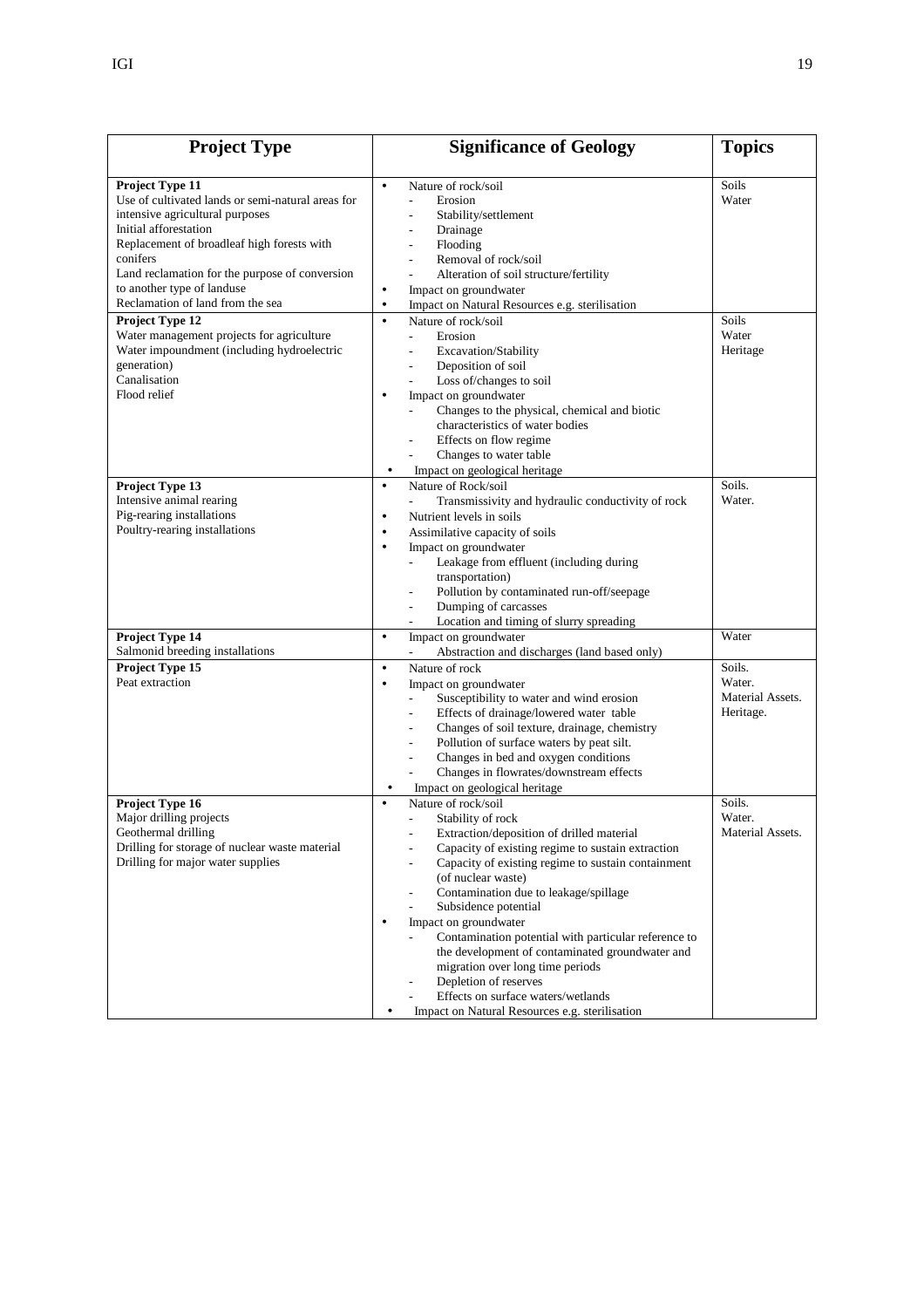| Project Type | Significance of Geology | Topics |
|---|---|---|
| **Project Type 11**<br>Use of cultivated lands or semi-natural areas for intensive agricultural purposes<br>Initial afforestation<br>Replacement of broadleaf high forests with conifers<br>Land reclamation for the purpose of conversion to another type of landuse<br>Reclamation of land from the sea | • Nature of rock/soil<br>- Erosion<br>- Stability/settlement<br>- Drainage<br>- Flooding<br>- Removal of rock/soil<br>- Alteration of soil structure/fertility<br>• Impact on groundwater<br>• Impact on Natural Resources e.g. sterilisation | Soils<br>Water |
| **Project Type 12**<br>Water management projects for agriculture<br>Water impoundment (including hydroelectric generation)<br>Canalisation<br>Flood relief | • Nature of rock/soil<br>- Erosion<br>- Excavation/Stability<br>- Deposition of soil<br>- Loss of/changes to soil<br>• Impact on groundwater<br>- Changes to the physical, chemical and biotic characteristics of water bodies<br>- Effects on flow regime<br>- Changes to water table<br>• Impact on geological heritage | Soils<br>Water<br>Heritage |
| **Project Type 13**<br>Intensive animal rearing<br>Pig-rearing installations<br>Poultry-rearing installations | • Nature of Rock/soil<br>- Transmissivity and hydraulic conductivity of rock<br>• Nutrient levels in soils<br>• Assimilative capacity of soils<br>• Impact on groundwater<br>- Leakage from effluent (including during transportation)<br>- Pollution by contaminated run-off/seepage<br>- Dumping of carcasses<br>- Location and timing of slurry spreading | Soils.<br>Water. |
| **Project Type 14**<br>Salmonid breeding installations | • Impact on groundwater<br>- Abstraction and discharges (land based only) | Water |
| **Project Type 15**<br>Peat extraction | • Nature of rock<br>• Impact on groundwater<br>- Susceptibility to water and wind erosion<br>- Effects of drainage/lowered water table<br>- Changes of soil texture, drainage, chemistry<br>- Pollution of surface waters by peat silt.<br>- Changes in bed and oxygen conditions<br>- Changes in flowrates/downstream effects<br>• Impact on geological heritage | Soils.<br>Water.<br>Material Assets.<br>Heritage. |
| **Project Type 16**<br>Major drilling projects<br>Geothermal drilling<br>Drilling for storage of nuclear waste material<br>Drilling for major water supplies | • Nature of rock/soil<br>- Stability of rock<br>- Extraction/deposition of drilled material<br>- Capacity of existing regime to sustain extraction<br>- Capacity of existing regime to sustain containment (of nuclear waste)<br>- Contamination due to leakage/spillage<br>- Subsidence potential<br>• Impact on groundwater<br>- Contamination potential with particular reference to the development of contaminated groundwater and migration over long time periods<br>- Depletion of reserves<br>- Effects on surface waters/wetlands<br>• Impact on Natural Resources e.g. sterilisation | Soils.<br>Water.<br>Material Assets. |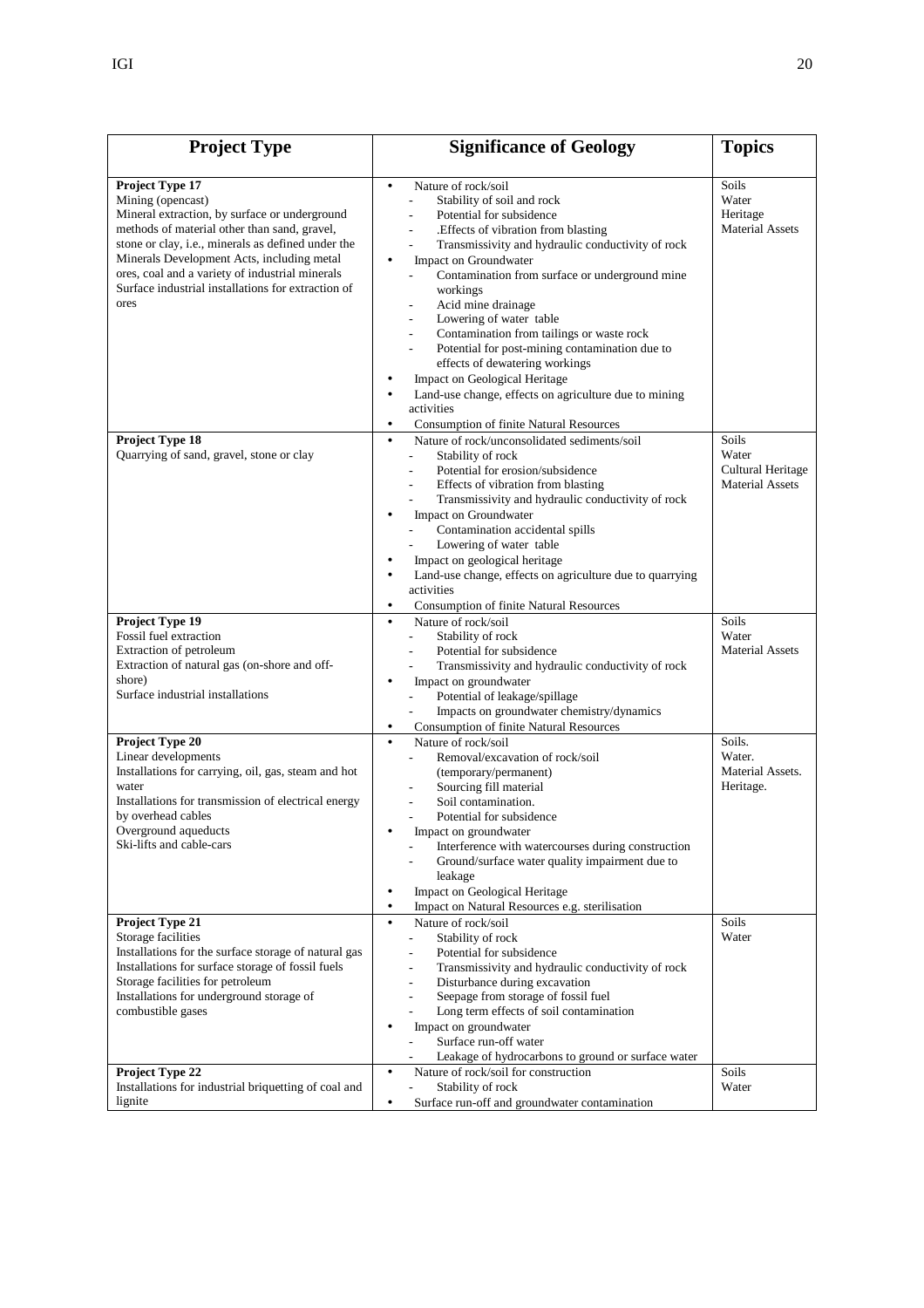| Project Type | Significance of Geology | Topics |
|---|---|---|
| **Project Type 17**<br>Mining (opencast)<br>Mineral extraction, by surface or underground methods of material other than sand, gravel, stone or clay, i.e., minerals as defined under the Minerals Development Acts, including metal ores, coal and a variety of industrial minerals<br>Surface industrial installations for extraction of ores | • Nature of rock/soil<br>- Stability of soil and rock<br>- Potential for subsidence<br>- .Effects of vibration from blasting<br>- Transmissivity and hydraulic conductivity of rock<br>• Impact on Groundwater<br>- Contamination from surface or underground mine workings<br>- Acid mine drainage<br>- Lowering of water table<br>- Contamination from tailings or waste rock<br>- Potential for post-mining contamination due to effects of dewatering workings<br>• Impact on Geological Heritage<br>• Land-use change, effects on agriculture due to mining activities<br>• Consumption of finite Natural Resources | Soils<br>Water<br>Heritage<br>Material Assets |
| **Project Type 18**<br>Quarrying of sand, gravel, stone or clay | • Nature of rock/unconsolidated sediments/soil<br>- Stability of rock<br>- Potential for erosion/subsidence<br>- Effects of vibration from blasting<br>- Transmissivity and hydraulic conductivity of rock<br>• Impact on Groundwater<br>- Contamination accidental spills<br>- Lowering of water table<br>• Impact on geological heritage<br>• Land-use change, effects on agriculture due to quarrying activities<br>• Consumption of finite Natural Resources | Soils<br>Water<br>Cultural Heritage<br>Material Assets |
| **Project Type 19**<br>Fossil fuel extraction<br>Extraction of petroleum<br>Extraction of natural gas (on-shore and off-shore)<br>Surface industrial installations | • Nature of rock/soil<br>- Stability of rock<br>- Potential for subsidence<br>- Transmissivity and hydraulic conductivity of rock<br>• Impact on groundwater<br>- Potential of leakage/spillage<br>- Impacts on groundwater chemistry/dynamics<br>• Consumption of finite Natural Resources | Soils<br>Water<br>Material Assets |
| **Project Type 20**<br>Linear developments<br>Installations for carrying, oil, gas, steam and hot water<br>Installations for transmission of electrical energy by overhead cables<br>Overground aqueducts<br>Ski-lifts and cable-cars | • Nature of rock/soil<br>- Removal/excavation of rock/soil (temporary/permanent)<br>- Sourcing fill material<br>- Soil contamination.<br>- Potential for subsidence<br>• Impact on groundwater<br>- Interference with watercourses during construction<br>- Ground/surface water quality impairment due to leakage<br>• Impact on Geological Heritage<br>• Impact on Natural Resources e.g. sterilisation | Soils.<br>Water.<br>Material Assets.<br>Heritage. |
| **Project Type 21**<br>Storage facilities<br>Installations for the surface storage of natural gas<br>Installations for surface storage of fossil fuels<br>Storage facilities for petroleum<br>Installations for underground storage of combustible gases | • Nature of rock/soil<br>- Stability of rock<br>- Potential for subsidence<br>- Transmissivity and hydraulic conductivity of rock<br>- Disturbance during excavation<br>- Seepage from storage of fossil fuel<br>- Long term effects of soil contamination<br>• Impact on groundwater<br>- Surface run-off water<br>- Leakage of hydrocarbons to ground or surface water | Soils<br>Water |
| **Project Type 22**<br>Installations for industrial briquetting of coal and lignite | • Nature of rock/soil for construction<br>- Stability of rock<br>• Surface run-off and groundwater contamination | Soils<br>Water |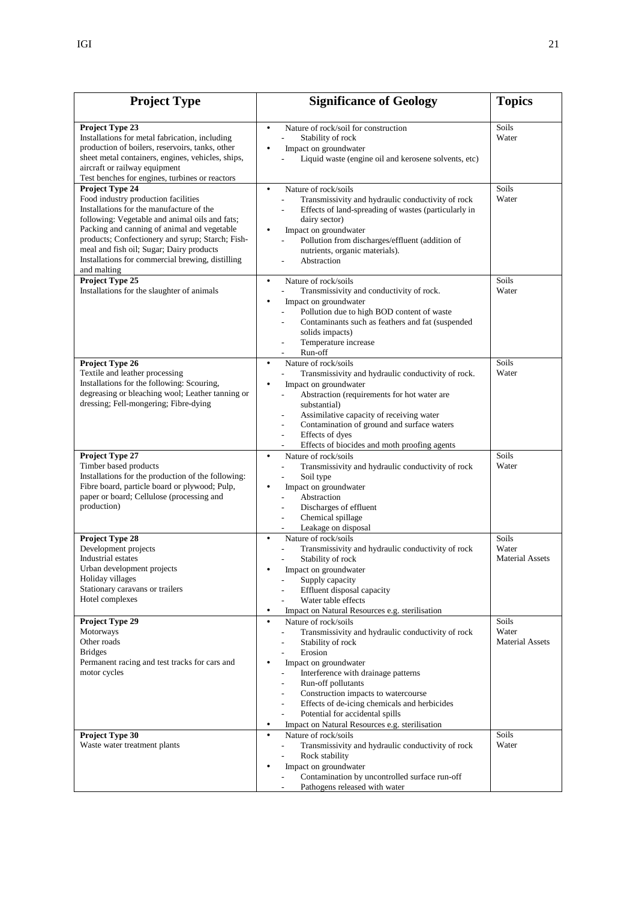| Project Type | Significance of Geology | Topics |
|---|---|---|
| **Project Type 23**<br>Installations for metal fabrication, including production of boilers, reservoirs, tanks, other sheet metal containers, engines, vehicles, ships, aircraft or railway equipment<br>Test benches for engines, turbines or reactors | • Nature of rock/soil for construction<br>- Stability of rock<br>• Impact on groundwater<br>- Liquid waste (engine oil and kerosene solvents, etc) | Soils<br>Water |
| **Project Type 24**<br>Food industry production facilities<br>Installations for the manufacture of the following: Vegetable and animal oils and fats; Packing and canning of animal and vegetable products; Confectionery and syrup; Starch; Fish-meal and fish oil; Sugar; Dairy products<br>Installations for commercial brewing, distilling and malting | • Nature of rock/soils<br>- Transmissivity and hydraulic conductivity of rock<br>- Effects of land-spreading of wastes (particularly in dairy sector)<br>• Impact on groundwater<br>- Pollution from discharges/effluent (addition of nutrients, organic materials).<br>- Abstraction | Soils<br>Water |
| **Project Type 25**<br>Installations for the slaughter of animals | • Nature of rock/soils<br>- Transmissivity and conductivity of rock.<br>• Impact on groundwater<br>- Pollution due to high BOD content of waste<br>- Contaminants such as feathers and fat (suspended solids impacts)<br>- Temperature increase<br>- Run-off | Soils<br>Water |
| **Project Type 26**<br>Textile and leather processing<br>Installations for the following: Scouring, degreasing or bleaching wool; Leather tanning or dressing; Fell-mongering; Fibre-dying | • Nature of rock/soils<br>- Transmissivity and hydraulic conductivity of rock.<br>• Impact on groundwater<br>- Abstraction (requirements for hot water are substantial)<br>- Assimilative capacity of receiving water<br>- Contamination of ground and surface waters<br>- Effects of dyes<br>- Effects of biocides and moth proofing agents | Soils<br>Water |
| **Project Type 27**<br>Timber based products<br>Installations for the production of the following: Fibre board, particle board or plywood; Pulp, paper or board; Cellulose (processing and production) | • Nature of rock/soils<br>- Transmissivity and hydraulic conductivity of rock<br>- Soil type<br>• Impact on groundwater<br>- Abstraction<br>- Discharges of effluent<br>- Chemical spillage<br>- Leakage on disposal | Soils<br>Water |
| **Project Type 28**<br>Development projects<br>Industrial estates<br>Urban development projects<br>Holiday villages<br>Stationary caravans or trailers<br>Hotel complexes | • Nature of rock/soils<br>- Transmissivity and hydraulic conductivity of rock<br>- Stability of rock<br>• Impact on groundwater<br>- Supply capacity<br>- Effluent disposal capacity<br>- Water table effects<br>• Impact on Natural Resources e.g. sterilisation | Soils<br>Water<br>Material Assets |
| **Project Type 29**<br>Motorways<br>Other roads<br>Bridges<br>Permanent racing and test tracks for cars and motor cycles | • Nature of rock/soils<br>- Transmissivity and hydraulic conductivity of rock<br>- Stability of rock<br>- Erosion<br>• Impact on groundwater<br>- Interference with drainage patterns<br>- Run-off pollutants<br>- Construction impacts to watercourse<br>- Effects of de-icing chemicals and herbicides<br>- Potential for accidental spills<br>• Impact on Natural Resources e.g. sterilisation | Soils<br>Water<br>Material Assets |
| **Project Type 30**<br>Waste water treatment plants | • Nature of rock/soils<br>- Transmissivity and hydraulic conductivity of rock<br>- Rock stability<br>• Impact on groundwater<br>- Contamination by uncontrolled surface run-off<br>- Pathogens released with water | Soils<br>Water |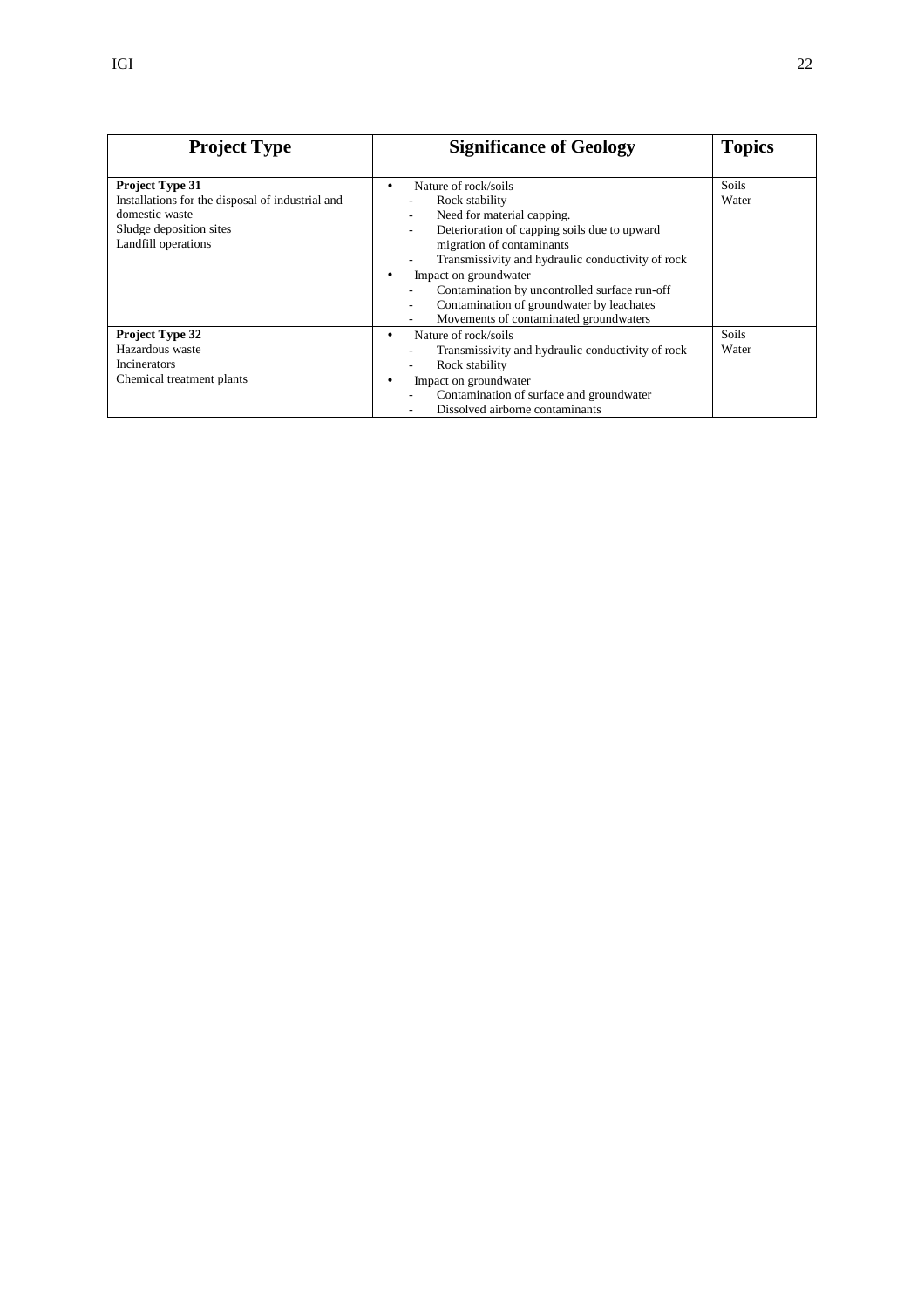| Project Type | Significance of Geology | Topics |
|---|---|---|
| **Project Type 31**<br>Installations for the disposal of industrial and domestic waste<br>Sludge deposition sites<br>Landfill operations | • Nature of rock/soils<br>- Rock stability<br>- Need for material capping.<br>- Deterioration of capping soils due to upward migration of contaminants<br>- Transmissivity and hydraulic conductivity of rock<br>• Impact on groundwater<br>- Contamination by uncontrolled surface run-off<br>- Contamination of groundwater by leachates<br>- Movements of contaminated groundwaters | Soils<br>Water |
| **Project Type 32**<br>Hazardous waste<br>Incinerators<br>Chemical treatment plants | • Nature of rock/soils<br>- Transmissivity and hydraulic conductivity of rock<br>- Rock stability<br>• Impact on groundwater<br>- Contamination of surface and groundwater<br>- Dissolved airborne contaminants | Soils<br>Water |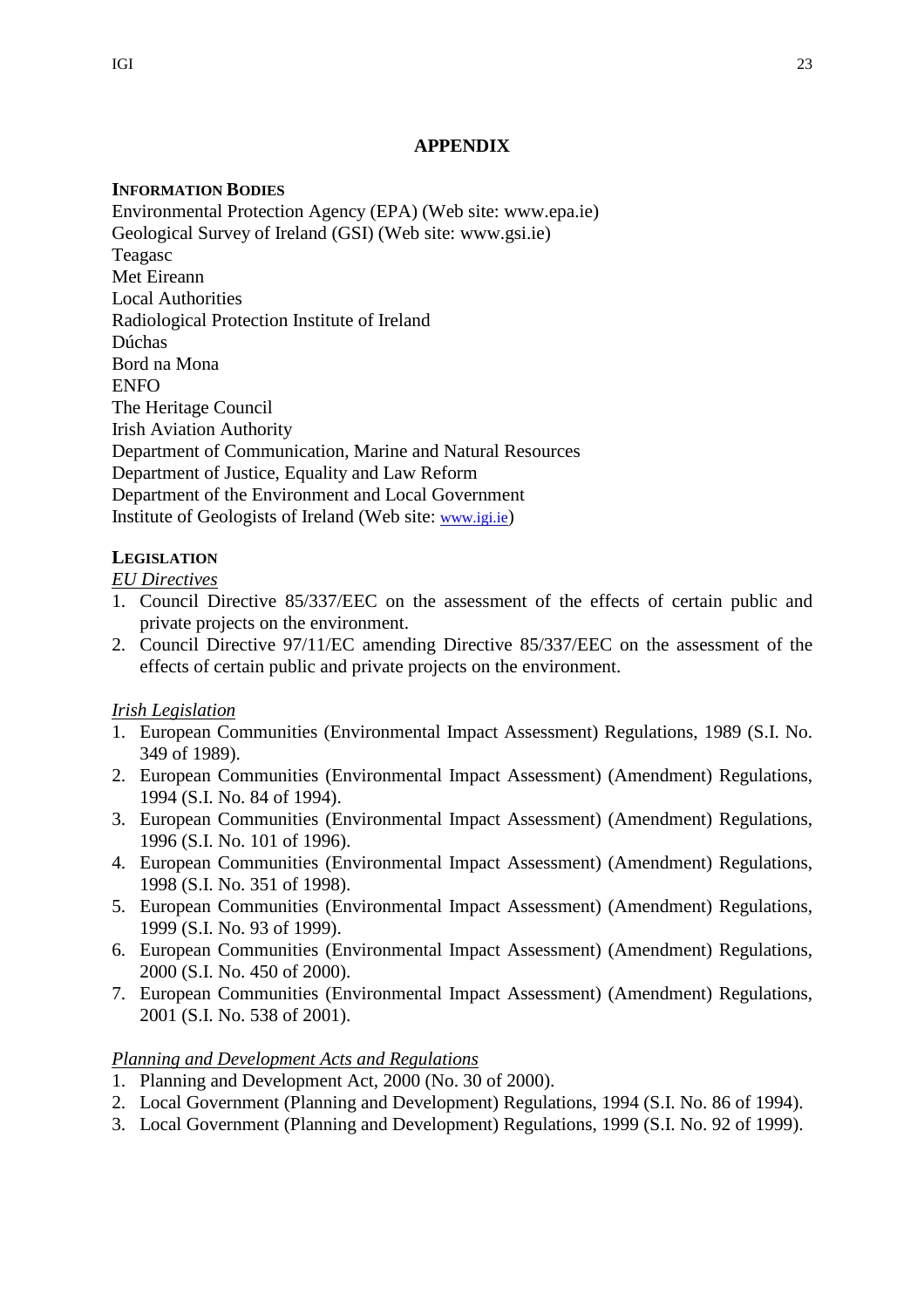## APPENDIX

### INFORMATION BODIES

Environmental Protection Agency (EPA) (Web site: www.epa.ie)
Geological Survey of Ireland (GSI) (Web site: www.gsi.ie)
Teagasc
Met Eireann
Local Authorities
Radiological Protection Institute of Ireland
Dúchas
Bord na Mona
ENFO
The Heritage Council
Irish Aviation Authority
Department of Communication, Marine and Natural Resources
Department of Justice, Equality and Law Reform
Department of the Environment and Local Government
Institute of Geologists of Ireland (Web site: www.igi.ie)

### LEGISLATION

*EU Directives*

1. Council Directive 85/337/EEC on the assessment of the effects of certain public and private projects on the environment.
2. Council Directive 97/11/EC amending Directive 85/337/EEC on the assessment of the effects of certain public and private projects on the environment.

*Irish Legislation*

1. European Communities (Environmental Impact Assessment) Regulations, 1989 (S.I. No. 349 of 1989).
2. European Communities (Environmental Impact Assessment) (Amendment) Regulations, 1994 (S.I. No. 84 of 1994).
3. European Communities (Environmental Impact Assessment) (Amendment) Regulations, 1996 (S.I. No. 101 of 1996).
4. European Communities (Environmental Impact Assessment) (Amendment) Regulations, 1998 (S.I. No. 351 of 1998).
5. European Communities (Environmental Impact Assessment) (Amendment) Regulations, 1999 (S.I. No. 93 of 1999).
6. European Communities (Environmental Impact Assessment) (Amendment) Regulations, 2000 (S.I. No. 450 of 2000).
7. European Communities (Environmental Impact Assessment) (Amendment) Regulations, 2001 (S.I. No. 538 of 2001).

*Planning and Development Acts and Regulations*

1. Planning and Development Act, 2000 (No. 30 of 2000).
2. Local Government (Planning and Development) Regulations, 1994 (S.I. No. 86 of 1994).
3. Local Government (Planning and Development) Regulations, 1999 (S.I. No. 92 of 1999).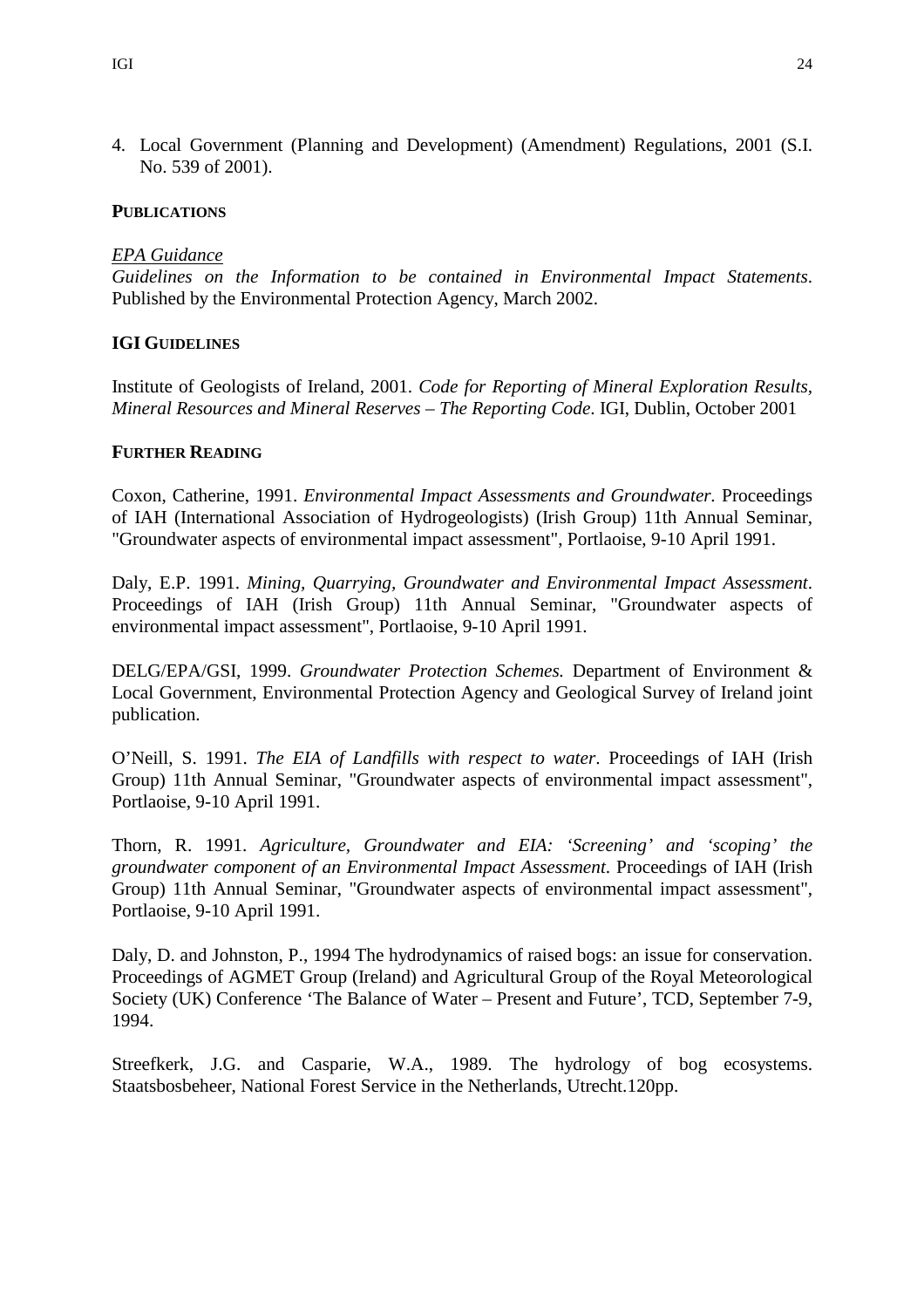4. Local Government (Planning and Development) (Amendment) Regulations, 2001 (S.I. No. 539 of 2001).

## PUBLICATIONS

*EPA Guidance*

*Guidelines on the Information to be contained in Environmental Impact Statements*. Published by the Environmental Protection Agency, March 2002.

## IGI GUIDELINES

Institute of Geologists of Ireland, 2001. *Code for Reporting of Mineral Exploration Results, Mineral Resources and Mineral Reserves – The Reporting Code*. IGI, Dublin, October 2001

## FURTHER READING

Coxon, Catherine, 1991. *Environmental Impact Assessments and Groundwater.* Proceedings of IAH (International Association of Hydrogeologists) (Irish Group) 11th Annual Seminar, "Groundwater aspects of environmental impact assessment", Portlaoise, 9-10 April 1991.

Daly, E.P. 1991. *Mining, Quarrying, Groundwater and Environmental Impact Assessment*. Proceedings of IAH (Irish Group) 11th Annual Seminar, "Groundwater aspects of environmental impact assessment", Portlaoise, 9-10 April 1991.

DELG/EPA/GSI, 1999. *Groundwater Protection Schemes.* Department of Environment & Local Government, Environmental Protection Agency and Geological Survey of Ireland joint publication.

O'Neill, S. 1991. *The EIA of Landfills with respect to water*. Proceedings of IAH (Irish Group) 11th Annual Seminar, "Groundwater aspects of environmental impact assessment", Portlaoise, 9-10 April 1991.

Thorn, R. 1991. *Agriculture, Groundwater and EIA: 'Screening' and 'scoping' the groundwater component of an Environmental Impact Assessment*. Proceedings of IAH (Irish Group) 11th Annual Seminar, "Groundwater aspects of environmental impact assessment", Portlaoise, 9-10 April 1991.

Daly, D. and Johnston, P., 1994 The hydrodynamics of raised bogs: an issue for conservation. Proceedings of AGMET Group (Ireland) and Agricultural Group of the Royal Meteorological Society (UK) Conference 'The Balance of Water – Present and Future', TCD, September 7-9, 1994.

Streefkerk, J.G. and Casparie, W.A., 1989. The hydrology of bog ecosystems. Staatsbosbeheer, National Forest Service in the Netherlands, Utrecht.120pp.